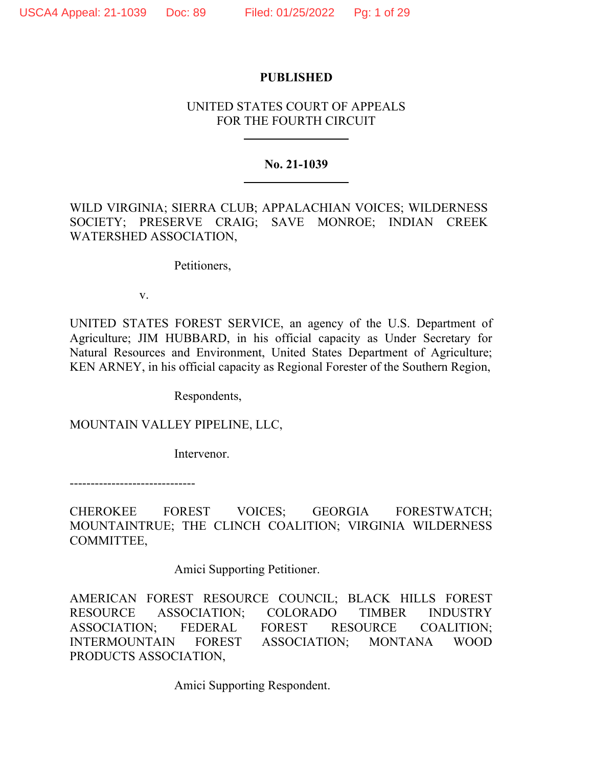**PUBLISHED**

UNITED STATES COURT OF APPEALS
FOR THE FOURTH CIRCUIT

**No. 21-1039**

WILD VIRGINIA; SIERRA CLUB; APPALACHIAN VOICES; WILDERNESS SOCIETY; PRESERVE CRAIG; SAVE MONROE; INDIAN CREEK WATERSHED ASSOCIATION,

Petitioners,

v.

UNITED STATES FOREST SERVICE, an agency of the U.S. Department of Agriculture; JIM HUBBARD, in his official capacity as Under Secretary for Natural Resources and Environment, United States Department of Agriculture; KEN ARNEY, in his official capacity as Regional Forester of the Southern Region,

Respondents,

MOUNTAIN VALLEY PIPELINE, LLC,

Intervenor.

------------------------------

CHEROKEE FOREST VOICES; GEORGIA FORESTWATCH; MOUNTAINTRUE; THE CLINCH COALITION; VIRGINIA WILDERNESS COMMITTEE,

Amici Supporting Petitioner.

AMERICAN FOREST RESOURCE COUNCIL; BLACK HILLS FOREST RESOURCE ASSOCIATION; COLORADO TIMBER INDUSTRY ASSOCIATION; FEDERAL FOREST RESOURCE COALITION; INTERMOUNTAIN FOREST ASSOCIATION; MONTANA WOOD PRODUCTS ASSOCIATION,

Amici Supporting Respondent.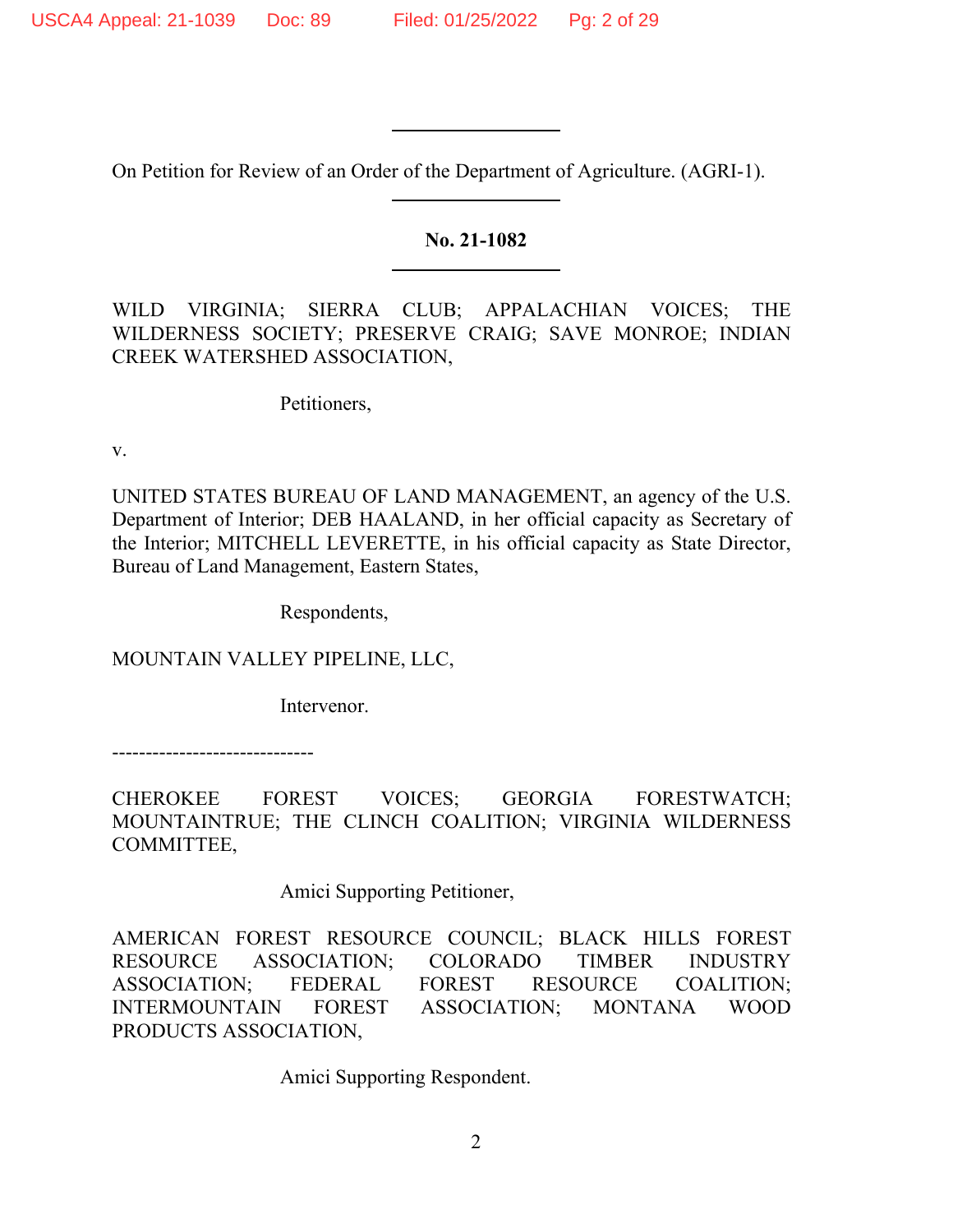On Petition for Review of an Order of the Department of Agriculture. (AGRI-1).

**No. 21-1082**

WILD VIRGINIA; SIERRA CLUB; APPALACHIAN VOICES; THE WILDERNESS SOCIETY; PRESERVE CRAIG; SAVE MONROE; INDIAN CREEK WATERSHED ASSOCIATION,

Petitioners,

v.

UNITED STATES BUREAU OF LAND MANAGEMENT, an agency of the U.S. Department of Interior; DEB HAALAND, in her official capacity as Secretary of the Interior; MITCHELL LEVERETTE, in his official capacity as State Director, Bureau of Land Management, Eastern States,

Respondents,

MOUNTAIN VALLEY PIPELINE, LLC,

Intervenor.

------------------------------

CHEROKEE FOREST VOICES; GEORGIA FORESTWATCH; MOUNTAINTRUE; THE CLINCH COALITION; VIRGINIA WILDERNESS COMMITTEE,

Amici Supporting Petitioner,

AMERICAN FOREST RESOURCE COUNCIL; BLACK HILLS FOREST RESOURCE ASSOCIATION; COLORADO TIMBER INDUSTRY ASSOCIATION; FEDERAL FOREST RESOURCE COALITION; INTERMOUNTAIN FOREST ASSOCIATION; MONTANA WOOD PRODUCTS ASSOCIATION,

Amici Supporting Respondent.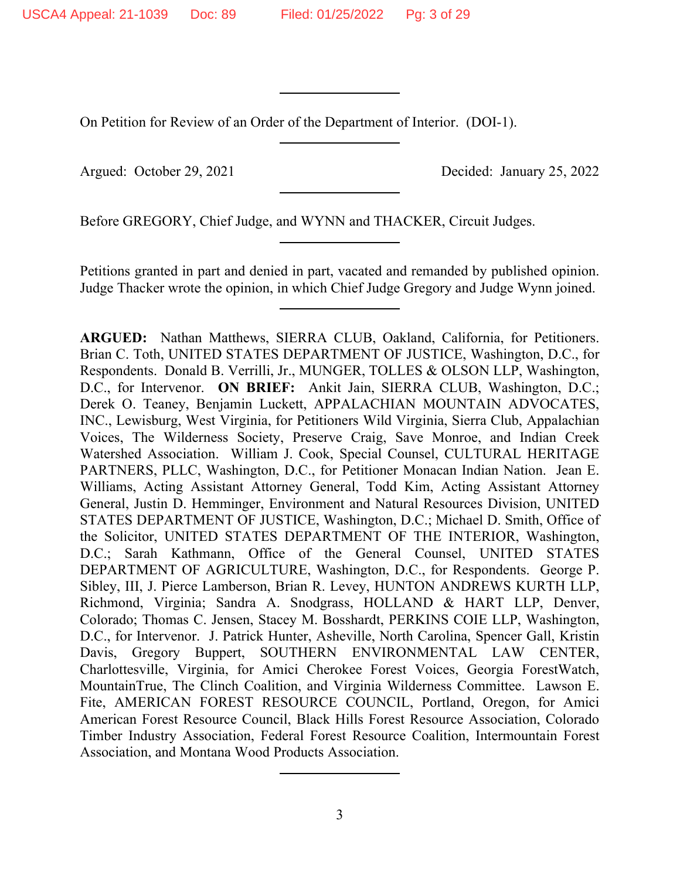On Petition for Review of an Order of the Department of Interior. (DOI-1).

Argued: October 29, 2021 Decided: January 25, 2022

Before GREGORY, Chief Judge, and WYNN and THACKER, Circuit Judges.

Petitions granted in part and denied in part, vacated and remanded by published opinion. Judge Thacker wrote the opinion, in which Chief Judge Gregory and Judge Wynn joined.

**ARGUED:** Nathan Matthews, SIERRA CLUB, Oakland, California, for Petitioners. Brian C. Toth, UNITED STATES DEPARTMENT OF JUSTICE, Washington, D.C., for Respondents. Donald B. Verrilli, Jr., MUNGER, TOLLES & OLSON LLP, Washington, D.C., for Intervenor. **ON BRIEF:** Ankit Jain, SIERRA CLUB, Washington, D.C.; Derek O. Teaney, Benjamin Luckett, APPALACHIAN MOUNTAIN ADVOCATES, INC., Lewisburg, West Virginia, for Petitioners Wild Virginia, Sierra Club, Appalachian Voices, The Wilderness Society, Preserve Craig, Save Monroe, and Indian Creek Watershed Association. William J. Cook, Special Counsel, CULTURAL HERITAGE PARTNERS, PLLC, Washington, D.C., for Petitioner Monacan Indian Nation. Jean E. Williams, Acting Assistant Attorney General, Todd Kim, Acting Assistant Attorney General, Justin D. Hemminger, Environment and Natural Resources Division, UNITED STATES DEPARTMENT OF JUSTICE, Washington, D.C.; Michael D. Smith, Office of the Solicitor, UNITED STATES DEPARTMENT OF THE INTERIOR, Washington, D.C.; Sarah Kathmann, Office of the General Counsel, UNITED STATES DEPARTMENT OF AGRICULTURE, Washington, D.C., for Respondents. George P. Sibley, III, J. Pierce Lamberson, Brian R. Levey, HUNTON ANDREWS KURTH LLP, Richmond, Virginia; Sandra A. Snodgrass, HOLLAND & HART LLP, Denver, Colorado; Thomas C. Jensen, Stacey M. Bosshardt, PERKINS COIE LLP, Washington, D.C., for Intervenor. J. Patrick Hunter, Asheville, North Carolina, Spencer Gall, Kristin Davis, Gregory Buppert, SOUTHERN ENVIRONMENTAL LAW CENTER, Charlottesville, Virginia, for Amici Cherokee Forest Voices, Georgia ForestWatch, MountainTrue, The Clinch Coalition, and Virginia Wilderness Committee. Lawson E. Fite, AMERICAN FOREST RESOURCE COUNCIL, Portland, Oregon, for Amici American Forest Resource Council, Black Hills Forest Resource Association, Colorado Timber Industry Association, Federal Forest Resource Coalition, Intermountain Forest Association, and Montana Wood Products Association.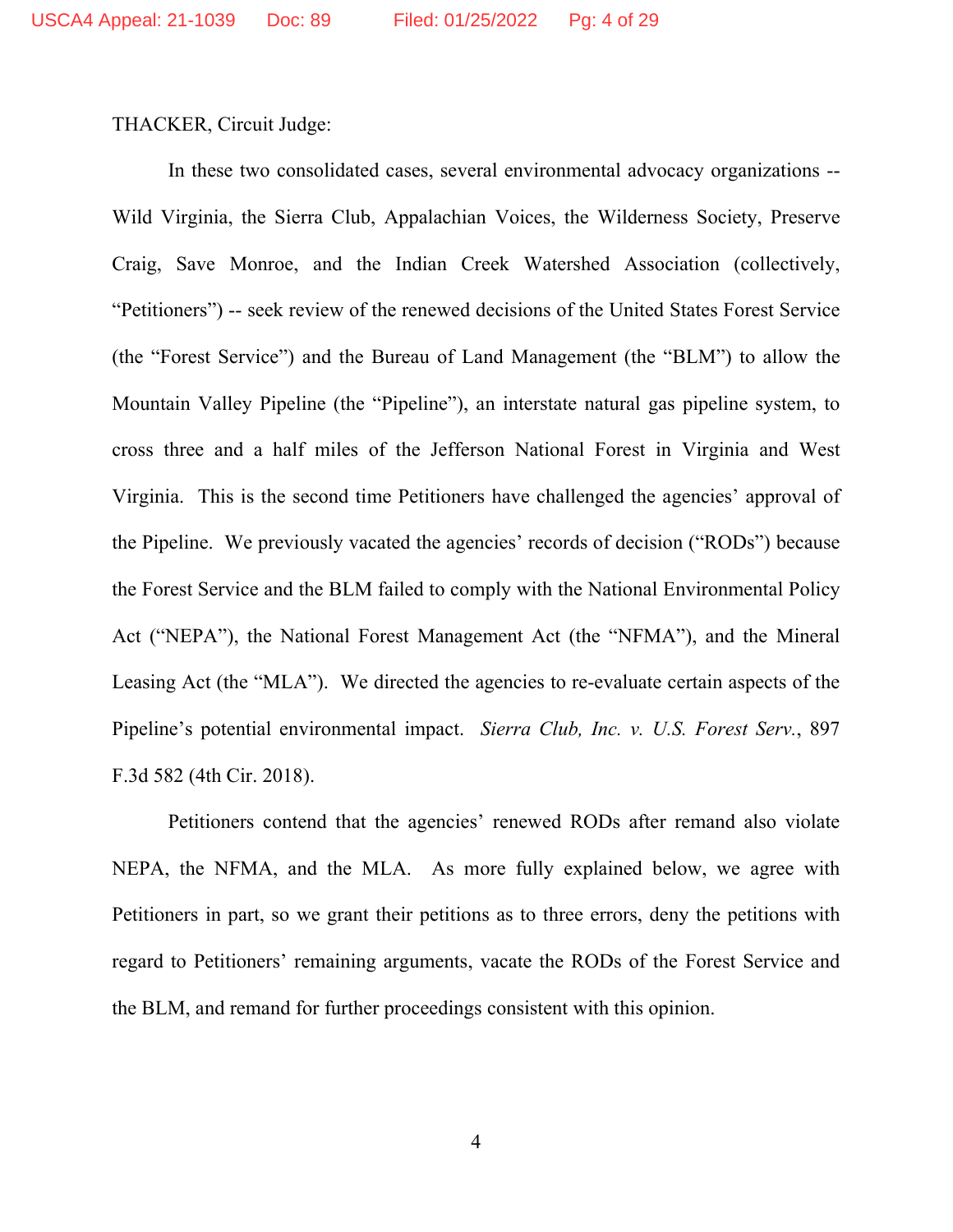THACKER, Circuit Judge:

In these two consolidated cases, several environmental advocacy organizations -- Wild Virginia, the Sierra Club, Appalachian Voices, the Wilderness Society, Preserve Craig, Save Monroe, and the Indian Creek Watershed Association (collectively, "Petitioners") -- seek review of the renewed decisions of the United States Forest Service (the "Forest Service") and the Bureau of Land Management (the "BLM") to allow the Mountain Valley Pipeline (the "Pipeline"), an interstate natural gas pipeline system, to cross three and a half miles of the Jefferson National Forest in Virginia and West Virginia. This is the second time Petitioners have challenged the agencies' approval of the Pipeline. We previously vacated the agencies' records of decision ("RODs") because the Forest Service and the BLM failed to comply with the National Environmental Policy Act ("NEPA"), the National Forest Management Act (the "NFMA"), and the Mineral Leasing Act (the "MLA"). We directed the agencies to re-evaluate certain aspects of the Pipeline's potential environmental impact. *Sierra Club, Inc. v. U.S. Forest Serv.*, 897 F.3d 582 (4th Cir. 2018).

Petitioners contend that the agencies' renewed RODs after remand also violate NEPA, the NFMA, and the MLA. As more fully explained below, we agree with Petitioners in part, so we grant their petitions as to three errors, deny the petitions with regard to Petitioners' remaining arguments, vacate the RODs of the Forest Service and the BLM, and remand for further proceedings consistent with this opinion.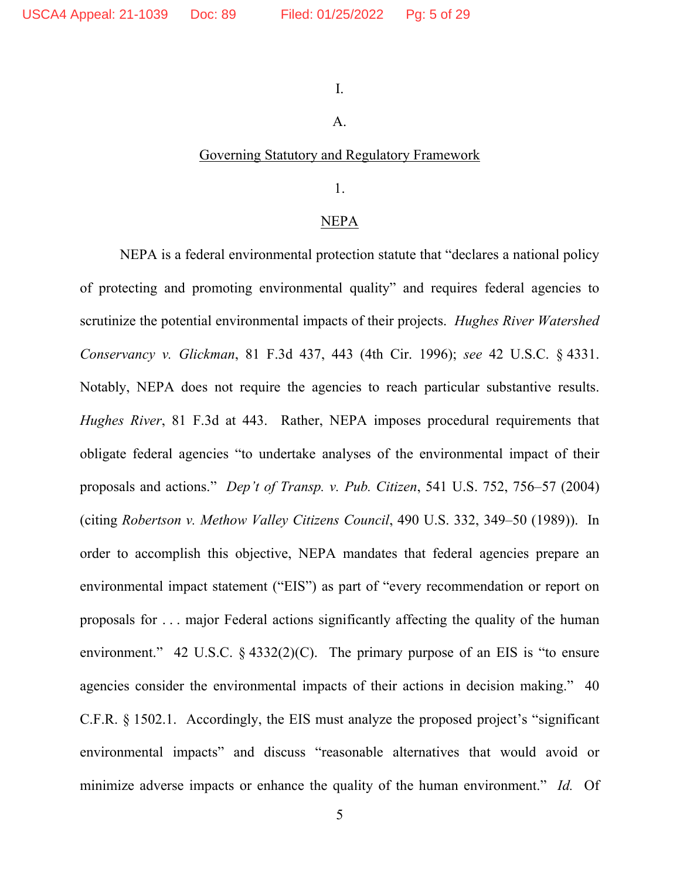I.

A.

Governing Statutory and Regulatory Framework

1.

NEPA

NEPA is a federal environmental protection statute that "declares a national policy of protecting and promoting environmental quality" and requires federal agencies to scrutinize the potential environmental impacts of their projects. *Hughes River Watershed Conservancy v. Glickman*, 81 F.3d 437, 443 (4th Cir. 1996); *see* 42 U.S.C. § 4331. Notably, NEPA does not require the agencies to reach particular substantive results. *Hughes River*, 81 F.3d at 443. Rather, NEPA imposes procedural requirements that obligate federal agencies "to undertake analyses of the environmental impact of their proposals and actions." *Dep't of Transp. v. Pub. Citizen*, 541 U.S. 752, 756–57 (2004) (citing *Robertson v. Methow Valley Citizens Council*, 490 U.S. 332, 349–50 (1989)). In order to accomplish this objective, NEPA mandates that federal agencies prepare an environmental impact statement ("EIS") as part of "every recommendation or report on proposals for . . . major Federal actions significantly affecting the quality of the human environment." 42 U.S.C. § 4332(2)(C). The primary purpose of an EIS is "to ensure agencies consider the environmental impacts of their actions in decision making." 40 C.F.R. § 1502.1. Accordingly, the EIS must analyze the proposed project's "significant environmental impacts" and discuss "reasonable alternatives that would avoid or minimize adverse impacts or enhance the quality of the human environment." *Id.* Of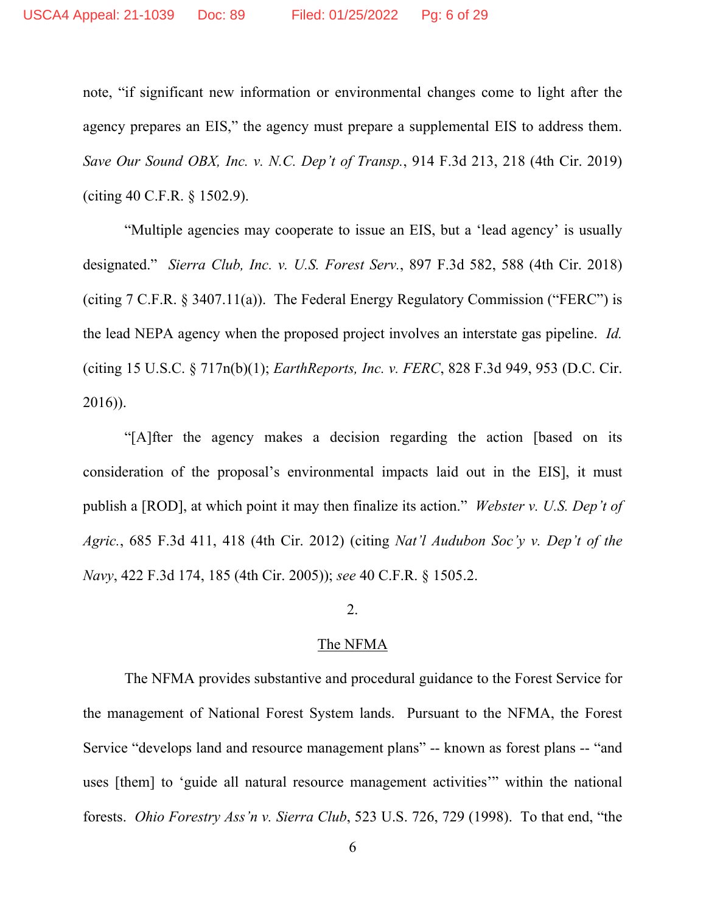note, "if significant new information or environmental changes come to light after the agency prepares an EIS," the agency must prepare a supplemental EIS to address them. *Save Our Sound OBX, Inc. v. N.C. Dep't of Transp.*, 914 F.3d 213, 218 (4th Cir. 2019) (citing 40 C.F.R. § 1502.9).

"Multiple agencies may cooperate to issue an EIS, but a 'lead agency' is usually designated." *Sierra Club, Inc. v. U.S. Forest Serv.*, 897 F.3d 582, 588 (4th Cir. 2018) (citing 7 C.F.R. § 3407.11(a)). The Federal Energy Regulatory Commission ("FERC") is the lead NEPA agency when the proposed project involves an interstate gas pipeline. *Id.* (citing 15 U.S.C. § 717n(b)(1); *EarthReports, Inc. v. FERC*, 828 F.3d 949, 953 (D.C. Cir. 2016)).

"[A]fter the agency makes a decision regarding the action [based on its consideration of the proposal's environmental impacts laid out in the EIS], it must publish a [ROD], at which point it may then finalize its action." *Webster v. U.S. Dep't of Agric.*, 685 F.3d 411, 418 (4th Cir. 2012) (citing *Nat'l Audubon Soc'y v. Dep't of the Navy*, 422 F.3d 174, 185 (4th Cir. 2005)); *see* 40 C.F.R. § 1505.2.

2.

The NFMA

The NFMA provides substantive and procedural guidance to the Forest Service for the management of National Forest System lands. Pursuant to the NFMA, the Forest Service "develops land and resource management plans" -- known as forest plans -- "and uses [them] to 'guide all natural resource management activities'" within the national forests. *Ohio Forestry Ass'n v. Sierra Club*, 523 U.S. 726, 729 (1998). To that end, "the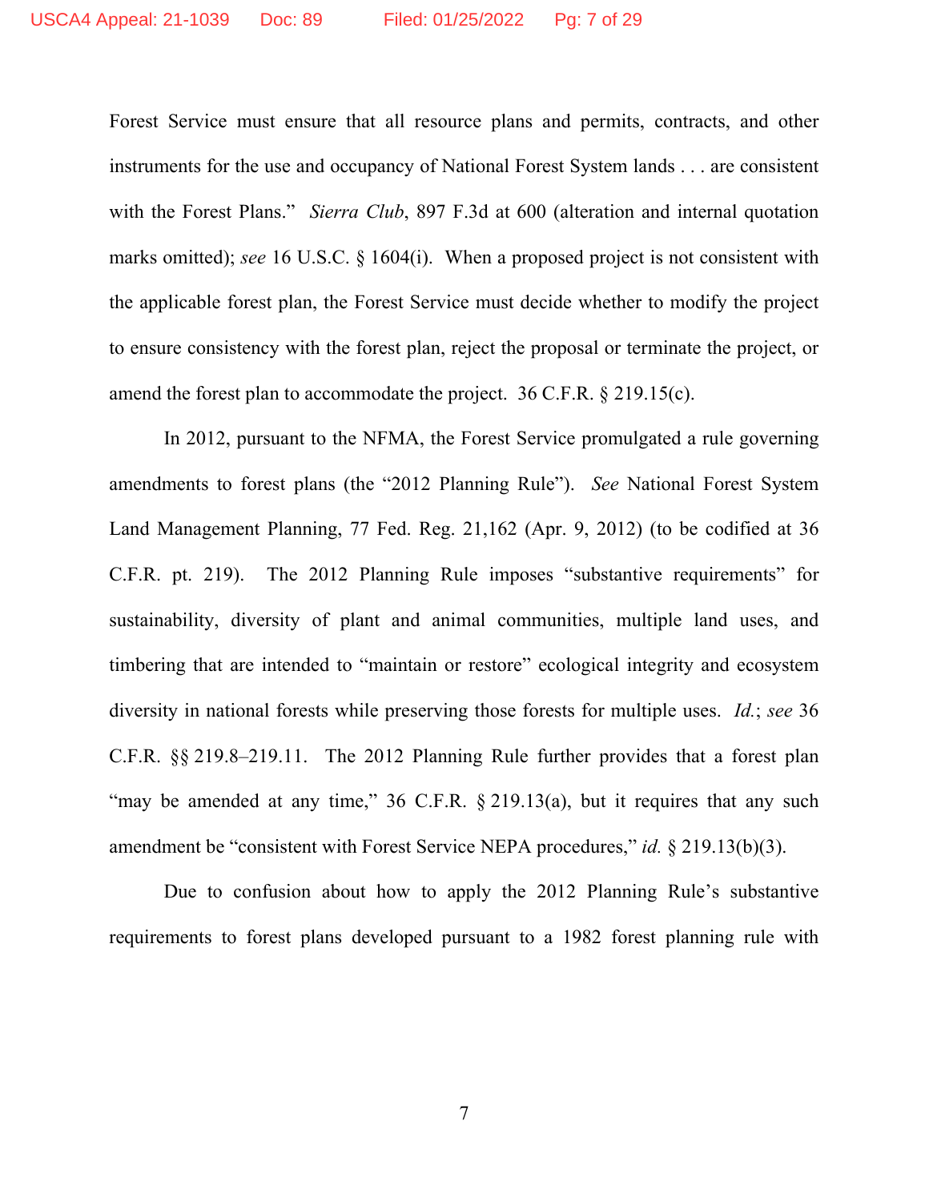Forest Service must ensure that all resource plans and permits, contracts, and other instruments for the use and occupancy of National Forest System lands . . . are consistent with the Forest Plans." *Sierra Club*, 897 F.3d at 600 (alteration and internal quotation marks omitted); *see* 16 U.S.C. § 1604(i). When a proposed project is not consistent with the applicable forest plan, the Forest Service must decide whether to modify the project to ensure consistency with the forest plan, reject the proposal or terminate the project, or amend the forest plan to accommodate the project. 36 C.F.R. § 219.15(c).

In 2012, pursuant to the NFMA, the Forest Service promulgated a rule governing amendments to forest plans (the "2012 Planning Rule"). *See* National Forest System Land Management Planning, 77 Fed. Reg. 21,162 (Apr. 9, 2012) (to be codified at 36 C.F.R. pt. 219). The 2012 Planning Rule imposes "substantive requirements" for sustainability, diversity of plant and animal communities, multiple land uses, and timbering that are intended to "maintain or restore" ecological integrity and ecosystem diversity in national forests while preserving those forests for multiple uses. *Id.*; *see* 36 C.F.R. §§ 219.8–219.11. The 2012 Planning Rule further provides that a forest plan "may be amended at any time," 36 C.F.R. § 219.13(a), but it requires that any such amendment be "consistent with Forest Service NEPA procedures," *id.* § 219.13(b)(3).

Due to confusion about how to apply the 2012 Planning Rule's substantive requirements to forest plans developed pursuant to a 1982 forest planning rule with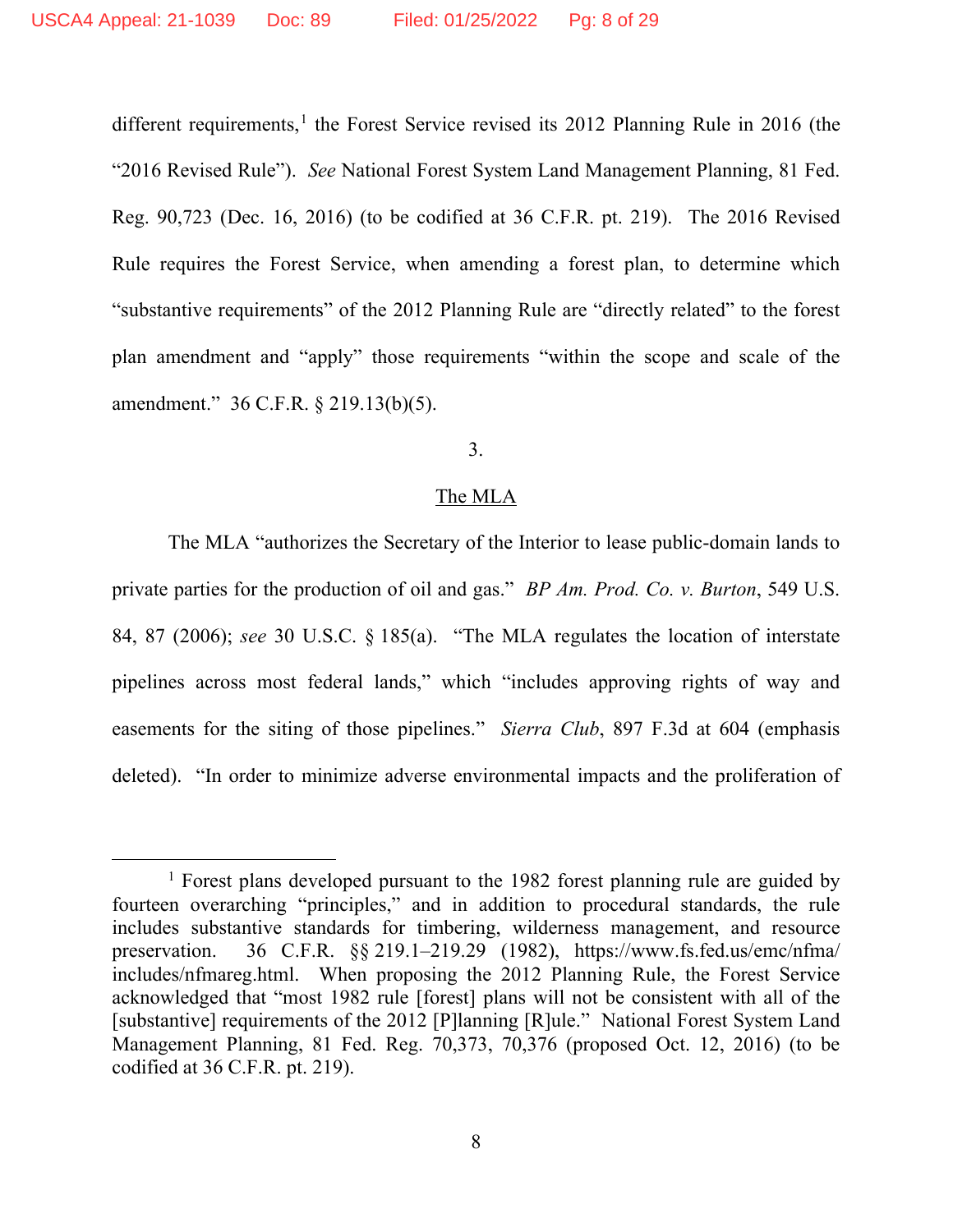different requirements,[1] the Forest Service revised its 2012 Planning Rule in 2016 (the "2016 Revised Rule"). *See* National Forest System Land Management Planning, 81 Fed. Reg. 90,723 (Dec. 16, 2016) (to be codified at 36 C.F.R. pt. 219). The 2016 Revised Rule requires the Forest Service, when amending a forest plan, to determine which "substantive requirements" of the 2012 Planning Rule are "directly related" to the forest plan amendment and "apply" those requirements "within the scope and scale of the amendment." 36 C.F.R. § 219.13(b)(5).

3.

The MLA

The MLA "authorizes the Secretary of the Interior to lease public-domain lands to private parties for the production of oil and gas." *BP Am. Prod. Co. v. Burton*, 549 U.S. 84, 87 (2006); *see* 30 U.S.C. § 185(a). "The MLA regulates the location of interstate pipelines across most federal lands," which "includes approving rights of way and easements for the siting of those pipelines." *Sierra Club*, 897 F.3d at 604 (emphasis deleted). "In order to minimize adverse environmental impacts and the proliferation of

---

[1] Forest plans developed pursuant to the 1982 forest planning rule are guided by fourteen overarching "principles," and in addition to procedural standards, the rule includes substantive standards for timbering, wilderness management, and resource preservation. 36 C.F.R. §§ 219.1–219.29 (1982), https://www.fs.fed.us/emc/nfma/includes/nfmareg.html. When proposing the 2012 Planning Rule, the Forest Service acknowledged that "most 1982 rule [forest] plans will not be consistent with all of the [substantive] requirements of the 2012 [P]lanning [R]ule." National Forest System Land Management Planning, 81 Fed. Reg. 70,373, 70,376 (proposed Oct. 12, 2016) (to be codified at 36 C.F.R. pt. 219).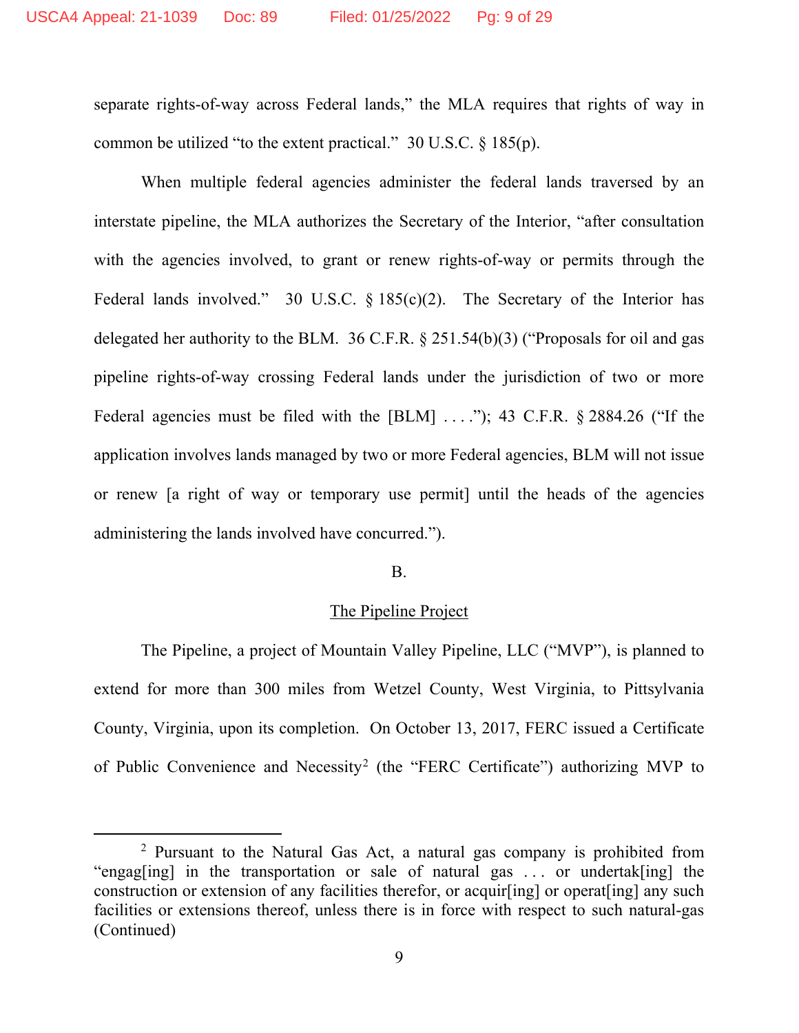separate rights-of-way across Federal lands," the MLA requires that rights of way in common be utilized "to the extent practical." 30 U.S.C. § 185(p).

When multiple federal agencies administer the federal lands traversed by an interstate pipeline, the MLA authorizes the Secretary of the Interior, "after consultation with the agencies involved, to grant or renew rights-of-way or permits through the Federal lands involved." 30 U.S.C. § 185(c)(2). The Secretary of the Interior has delegated her authority to the BLM. 36 C.F.R. § 251.54(b)(3) ("Proposals for oil and gas pipeline rights-of-way crossing Federal lands under the jurisdiction of two or more Federal agencies must be filed with the [BLM] . . . ."); 43 C.F.R. § 2884.26 ("If the application involves lands managed by two or more Federal agencies, BLM will not issue or renew [a right of way or temporary use permit] until the heads of the agencies administering the lands involved have concurred.").

B.

The Pipeline Project

The Pipeline, a project of Mountain Valley Pipeline, LLC ("MVP"), is planned to extend for more than 300 miles from Wetzel County, West Virginia, to Pittsylvania County, Virginia, upon its completion. On October 13, 2017, FERC issued a Certificate of Public Convenience and Necessity[2] (the "FERC Certificate") authorizing MVP to

[2] Pursuant to the Natural Gas Act, a natural gas company is prohibited from "engag[ing] in the transportation or sale of natural gas . . . or undertak[ing] the construction or extension of any facilities therefor, or acquir[ing] or operat[ing] any such facilities or extensions thereof, unless there is in force with respect to such natural-gas (Continued)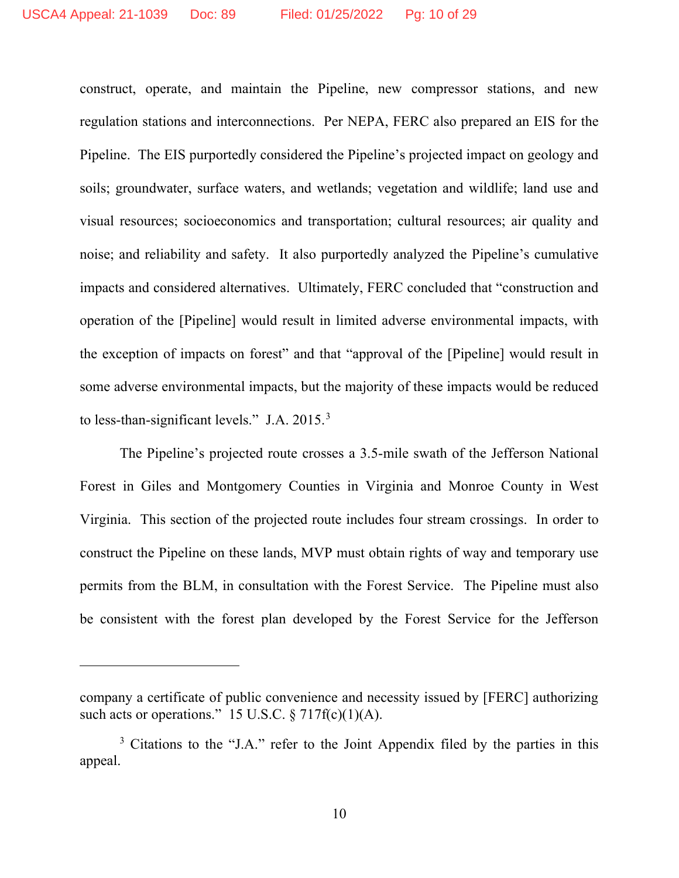construct, operate, and maintain the Pipeline, new compressor stations, and new regulation stations and interconnections. Per NEPA, FERC also prepared an EIS for the Pipeline. The EIS purportedly considered the Pipeline's projected impact on geology and soils; groundwater, surface waters, and wetlands; vegetation and wildlife; land use and visual resources; socioeconomics and transportation; cultural resources; air quality and noise; and reliability and safety. It also purportedly analyzed the Pipeline's cumulative impacts and considered alternatives. Ultimately, FERC concluded that "construction and operation of the [Pipeline] would result in limited adverse environmental impacts, with the exception of impacts on forest" and that "approval of the [Pipeline] would result in some adverse environmental impacts, but the majority of these impacts would be reduced to less-than-significant levels." J.A. 2015.[3]

The Pipeline's projected route crosses a 3.5-mile swath of the Jefferson National Forest in Giles and Montgomery Counties in Virginia and Monroe County in West Virginia. This section of the projected route includes four stream crossings. In order to construct the Pipeline on these lands, MVP must obtain rights of way and temporary use permits from the BLM, in consultation with the Forest Service. The Pipeline must also be consistent with the forest plan developed by the Forest Service for the Jefferson

---

company a certificate of public convenience and necessity issued by [FERC] authorizing such acts or operations." 15 U.S.C. § 717f(c)(1)(A).

[3] Citations to the "J.A." refer to the Joint Appendix filed by the parties in this appeal.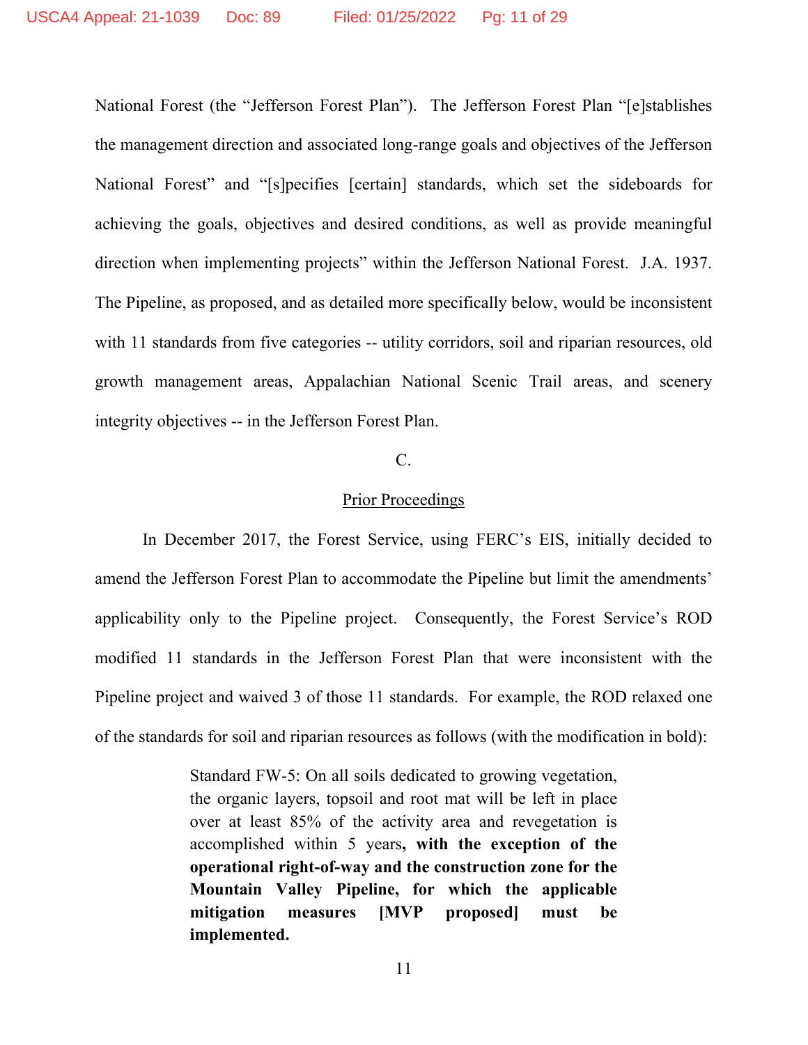National Forest (the "Jefferson Forest Plan"). The Jefferson Forest Plan "[e]stablishes the management direction and associated long-range goals and objectives of the Jefferson National Forest" and "[s]pecifies [certain] standards, which set the sideboards for achieving the goals, objectives and desired conditions, as well as provide meaningful direction when implementing projects" within the Jefferson National Forest. J.A. 1937. The Pipeline, as proposed, and as detailed more specifically below, would be inconsistent with 11 standards from five categories -- utility corridors, soil and riparian resources, old growth management areas, Appalachian National Scenic Trail areas, and scenery integrity objectives -- in the Jefferson Forest Plan.

C.

Prior Proceedings

In December 2017, the Forest Service, using FERC's EIS, initially decided to amend the Jefferson Forest Plan to accommodate the Pipeline but limit the amendments' applicability only to the Pipeline project. Consequently, the Forest Service's ROD modified 11 standards in the Jefferson Forest Plan that were inconsistent with the Pipeline project and waived 3 of those 11 standards. For example, the ROD relaxed one of the standards for soil and riparian resources as follows (with the modification in bold):

> Standard FW-5: On all soils dedicated to growing vegetation, the organic layers, topsoil and root mat will be left in place over at least 85% of the activity area and revegetation is accomplished within 5 years**, with the exception of the operational right-of-way and the construction zone for the Mountain Valley Pipeline, for which the applicable mitigation measures [MVP proposed] must be implemented.**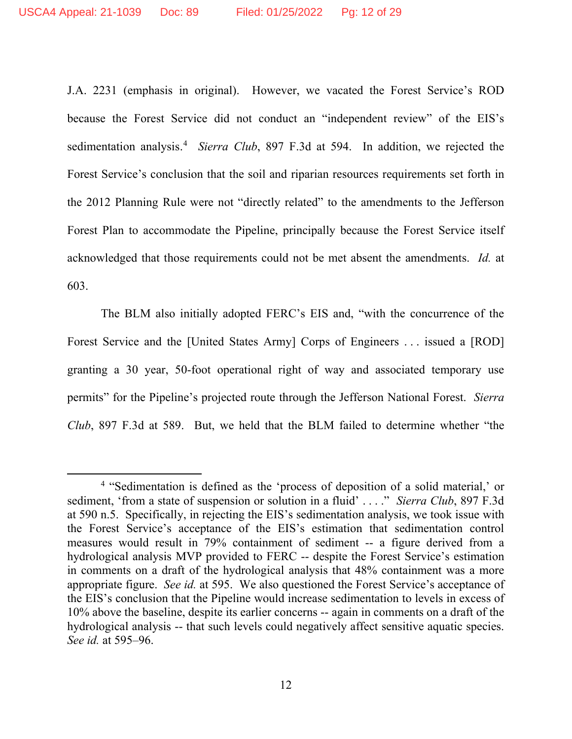J.A. 2231 (emphasis in original). However, we vacated the Forest Service's ROD because the Forest Service did not conduct an "independent review" of the EIS's sedimentation analysis.[4] *Sierra Club*, 897 F.3d at 594. In addition, we rejected the Forest Service's conclusion that the soil and riparian resources requirements set forth in the 2012 Planning Rule were not "directly related" to the amendments to the Jefferson Forest Plan to accommodate the Pipeline, principally because the Forest Service itself acknowledged that those requirements could not be met absent the amendments. *Id.* at 603.

The BLM also initially adopted FERC's EIS and, "with the concurrence of the Forest Service and the [United States Army] Corps of Engineers . . . issued a [ROD] granting a 30 year, 50-foot operational right of way and associated temporary use permits" for the Pipeline's projected route through the Jefferson National Forest. *Sierra Club*, 897 F.3d at 589. But, we held that the BLM failed to determine whether "the

---

[4] "Sedimentation is defined as the 'process of deposition of a solid material,' or sediment, 'from a state of suspension or solution in a fluid' . . . ." *Sierra Club*, 897 F.3d at 590 n.5. Specifically, in rejecting the EIS's sedimentation analysis, we took issue with the Forest Service's acceptance of the EIS's estimation that sedimentation control measures would result in 79% containment of sediment -- a figure derived from a hydrological analysis MVP provided to FERC -- despite the Forest Service's estimation in comments on a draft of the hydrological analysis that 48% containment was a more appropriate figure. *See id.* at 595. We also questioned the Forest Service's acceptance of the EIS's conclusion that the Pipeline would increase sedimentation to levels in excess of 10% above the baseline, despite its earlier concerns -- again in comments on a draft of the hydrological analysis -- that such levels could negatively affect sensitive aquatic species. *See id.* at 595–96.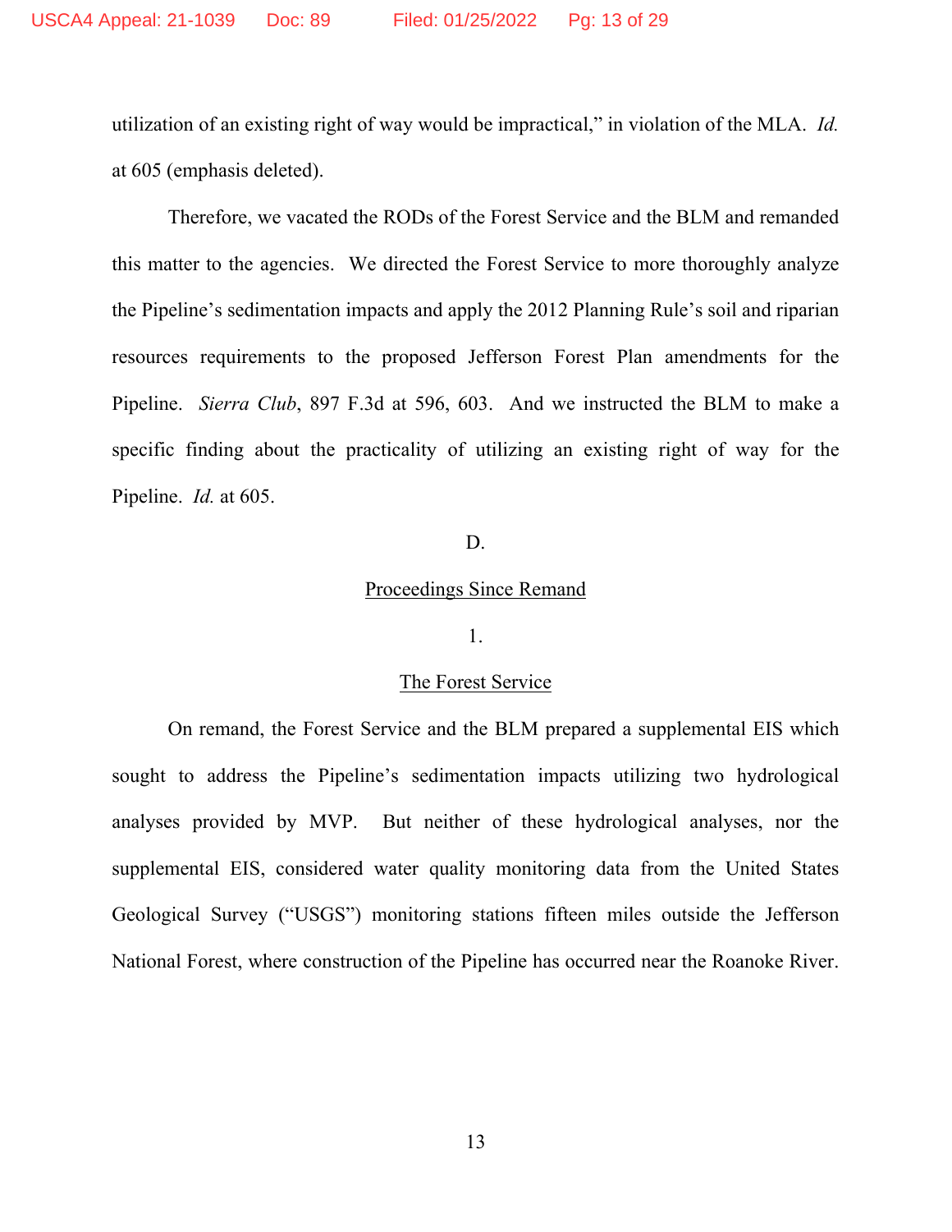utilization of an existing right of way would be impractical," in violation of the MLA. *Id.* at 605 (emphasis deleted).

Therefore, we vacated the RODs of the Forest Service and the BLM and remanded this matter to the agencies. We directed the Forest Service to more thoroughly analyze the Pipeline's sedimentation impacts and apply the 2012 Planning Rule's soil and riparian resources requirements to the proposed Jefferson Forest Plan amendments for the Pipeline. *Sierra Club*, 897 F.3d at 596, 603. And we instructed the BLM to make a specific finding about the practicality of utilizing an existing right of way for the Pipeline. *Id.* at 605.

D.

Proceedings Since Remand

1.

The Forest Service

On remand, the Forest Service and the BLM prepared a supplemental EIS which sought to address the Pipeline's sedimentation impacts utilizing two hydrological analyses provided by MVP. But neither of these hydrological analyses, nor the supplemental EIS, considered water quality monitoring data from the United States Geological Survey ("USGS") monitoring stations fifteen miles outside the Jefferson National Forest, where construction of the Pipeline has occurred near the Roanoke River.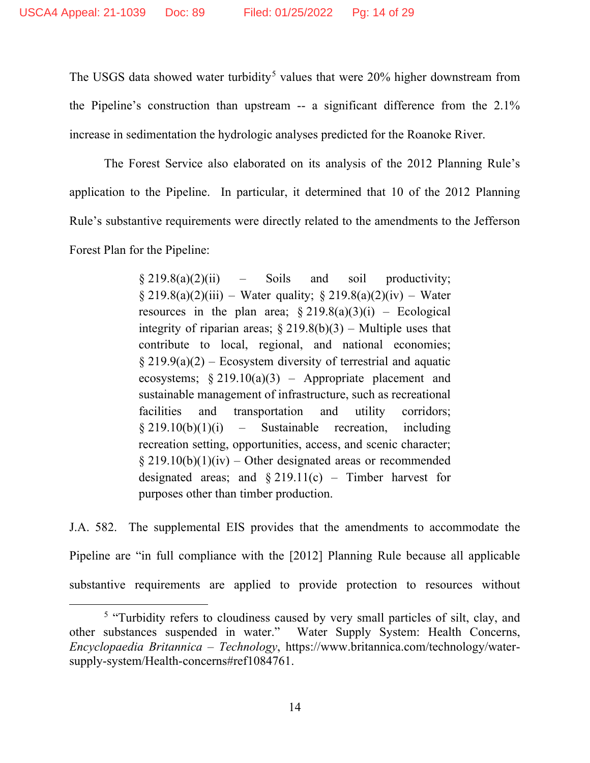The USGS data showed water turbidity[5] values that were 20% higher downstream from the Pipeline's construction than upstream -- a significant difference from the 2.1% increase in sedimentation the hydrologic analyses predicted for the Roanoke River.

The Forest Service also elaborated on its analysis of the 2012 Planning Rule's application to the Pipeline. In particular, it determined that 10 of the 2012 Planning Rule's substantive requirements were directly related to the amendments to the Jefferson Forest Plan for the Pipeline:

> § 219.8(a)(2)(ii) – Soils and soil productivity; § 219.8(a)(2)(iii) – Water quality; § 219.8(a)(2)(iv) – Water resources in the plan area; § 219.8(a)(3)(i) – Ecological integrity of riparian areas; § 219.8(b)(3) – Multiple uses that contribute to local, regional, and national economies; § 219.9(a)(2) – Ecosystem diversity of terrestrial and aquatic ecosystems; § 219.10(a)(3) – Appropriate placement and sustainable management of infrastructure, such as recreational facilities and transportation and utility corridors; § 219.10(b)(1)(i) – Sustainable recreation, including recreation setting, opportunities, access, and scenic character; § 219.10(b)(1)(iv) – Other designated areas or recommended designated areas; and § 219.11(c) – Timber harvest for purposes other than timber production.

J.A. 582. The supplemental EIS provides that the amendments to accommodate the Pipeline are "in full compliance with the [2012] Planning Rule because all applicable substantive requirements are applied to provide protection to resources without

---

[5] "Turbidity refers to cloudiness caused by very small particles of silt, clay, and other substances suspended in water." Water Supply System: Health Concerns, *Encyclopaedia Britannica – Technology*, https://www.britannica.com/technology/water-supply-system/Health-concerns#ref1084761.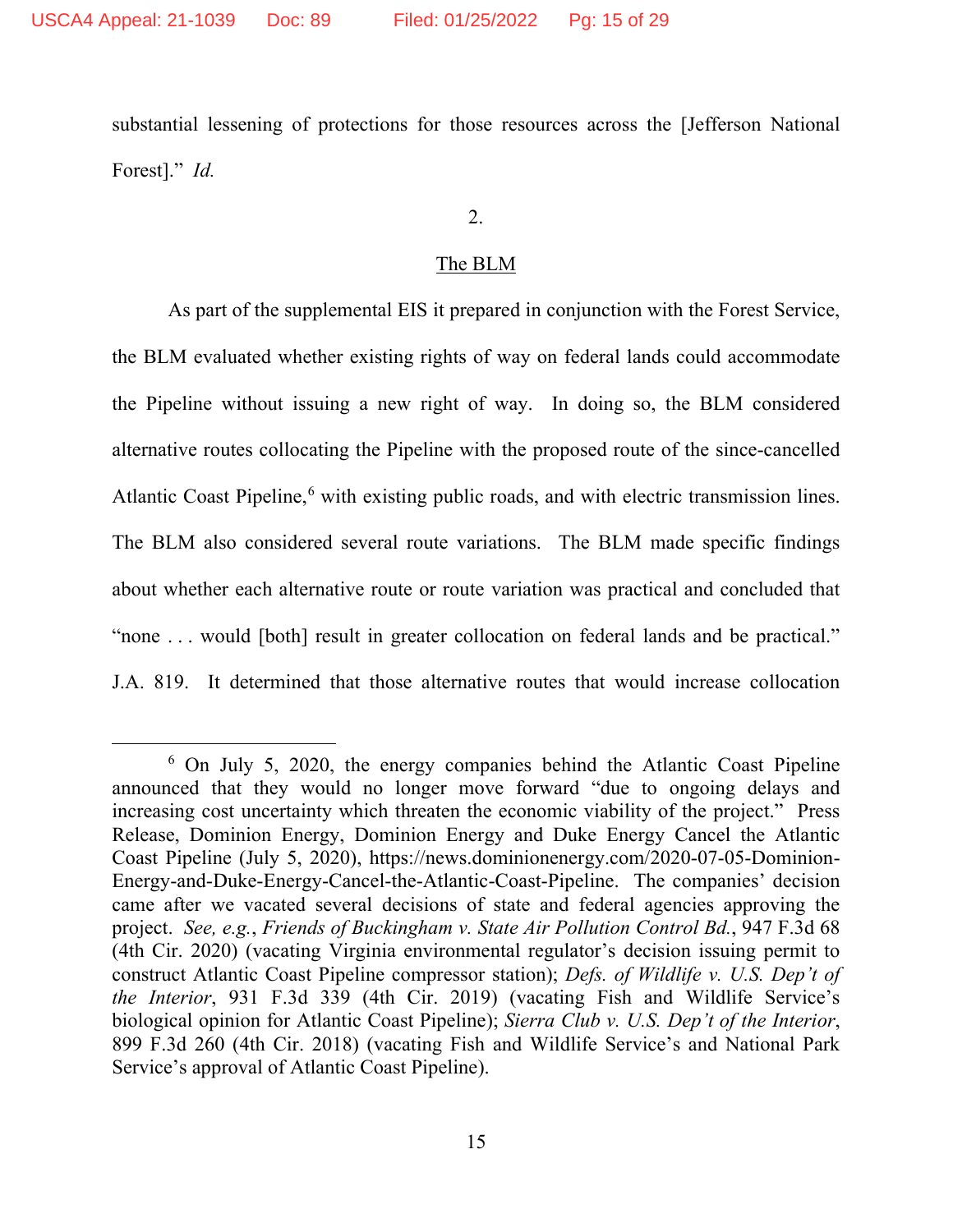substantial lessening of protections for those resources across the [Jefferson National Forest]." *Id.*

2.

<u>The BLM</u>

As part of the supplemental EIS it prepared in conjunction with the Forest Service, the BLM evaluated whether existing rights of way on federal lands could accommodate the Pipeline without issuing a new right of way. In doing so, the BLM considered alternative routes collocating the Pipeline with the proposed route of the since-cancelled Atlantic Coast Pipeline,[6] with existing public roads, and with electric transmission lines. The BLM also considered several route variations. The BLM made specific findings about whether each alternative route or route variation was practical and concluded that "none . . . would [both] result in greater collocation on federal lands and be practical." J.A. 819. It determined that those alternative routes that would increase collocation

---

[6] On July 5, 2020, the energy companies behind the Atlantic Coast Pipeline announced that they would no longer move forward "due to ongoing delays and increasing cost uncertainty which threaten the economic viability of the project." Press Release, Dominion Energy, Dominion Energy and Duke Energy Cancel the Atlantic Coast Pipeline (July 5, 2020), https://news.dominionenergy.com/2020-07-05-Dominion-Energy-and-Duke-Energy-Cancel-the-Atlantic-Coast-Pipeline. The companies' decision came after we vacated several decisions of state and federal agencies approving the project. *See, e.g.*, *Friends of Buckingham v. State Air Pollution Control Bd.*, 947 F.3d 68 (4th Cir. 2020) (vacating Virginia environmental regulator's decision issuing permit to construct Atlantic Coast Pipeline compressor station); *Defs. of Wildlife v. U.S. Dep't of the Interior*, 931 F.3d 339 (4th Cir. 2019) (vacating Fish and Wildlife Service's biological opinion for Atlantic Coast Pipeline); *Sierra Club v. U.S. Dep't of the Interior*, 899 F.3d 260 (4th Cir. 2018) (vacating Fish and Wildlife Service's and National Park Service's approval of Atlantic Coast Pipeline).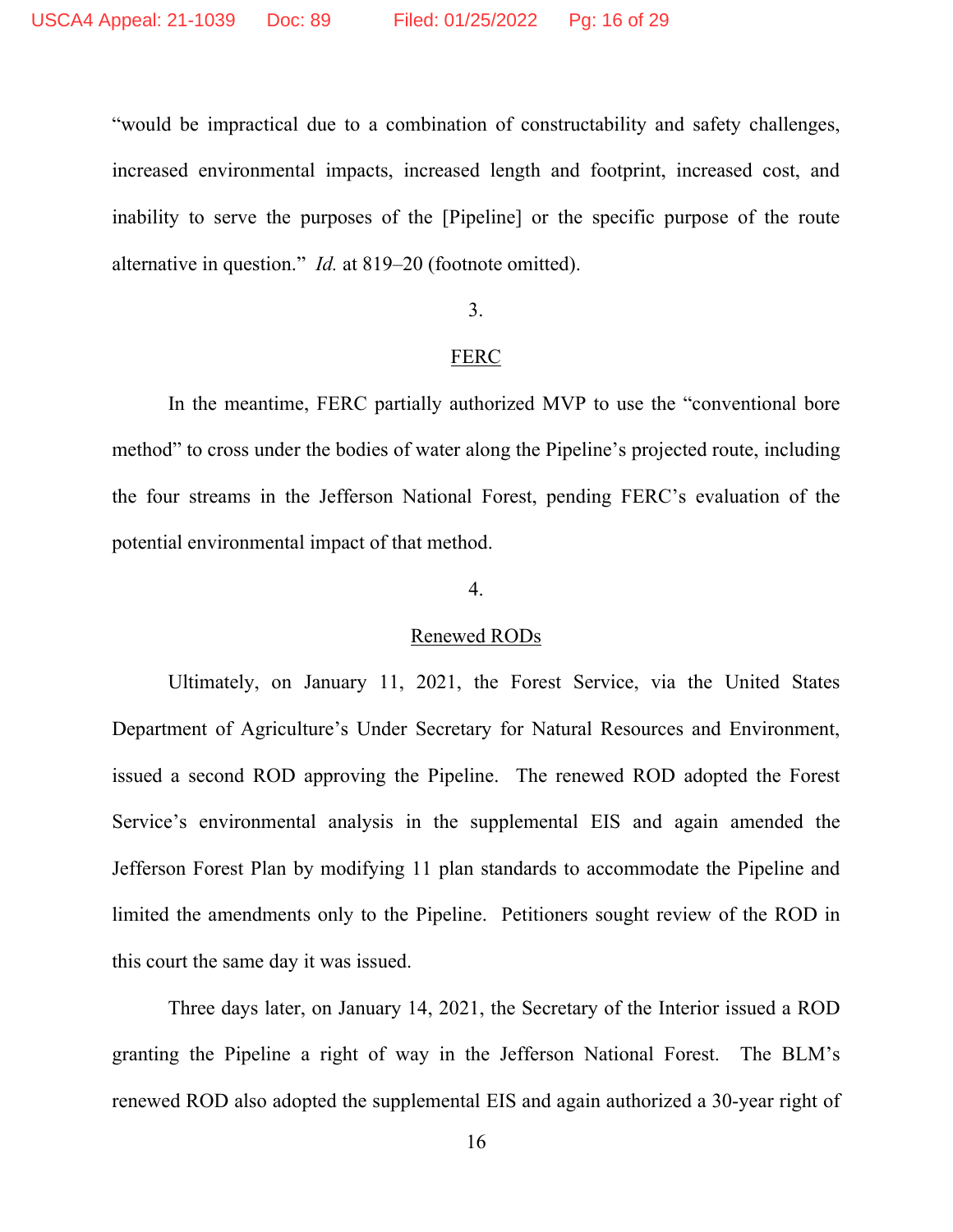"would be impractical due to a combination of constructability and safety challenges, increased environmental impacts, increased length and footprint, increased cost, and inability to serve the purposes of the [Pipeline] or the specific purpose of the route alternative in question." *Id.* at 819–20 (footnote omitted).

3.

FERC

In the meantime, FERC partially authorized MVP to use the "conventional bore method" to cross under the bodies of water along the Pipeline's projected route, including the four streams in the Jefferson National Forest, pending FERC's evaluation of the potential environmental impact of that method.

4.

Renewed RODs

Ultimately, on January 11, 2021, the Forest Service, via the United States Department of Agriculture's Under Secretary for Natural Resources and Environment, issued a second ROD approving the Pipeline. The renewed ROD adopted the Forest Service's environmental analysis in the supplemental EIS and again amended the Jefferson Forest Plan by modifying 11 plan standards to accommodate the Pipeline and limited the amendments only to the Pipeline. Petitioners sought review of the ROD in this court the same day it was issued.

Three days later, on January 14, 2021, the Secretary of the Interior issued a ROD granting the Pipeline a right of way in the Jefferson National Forest. The BLM's renewed ROD also adopted the supplemental EIS and again authorized a 30-year right of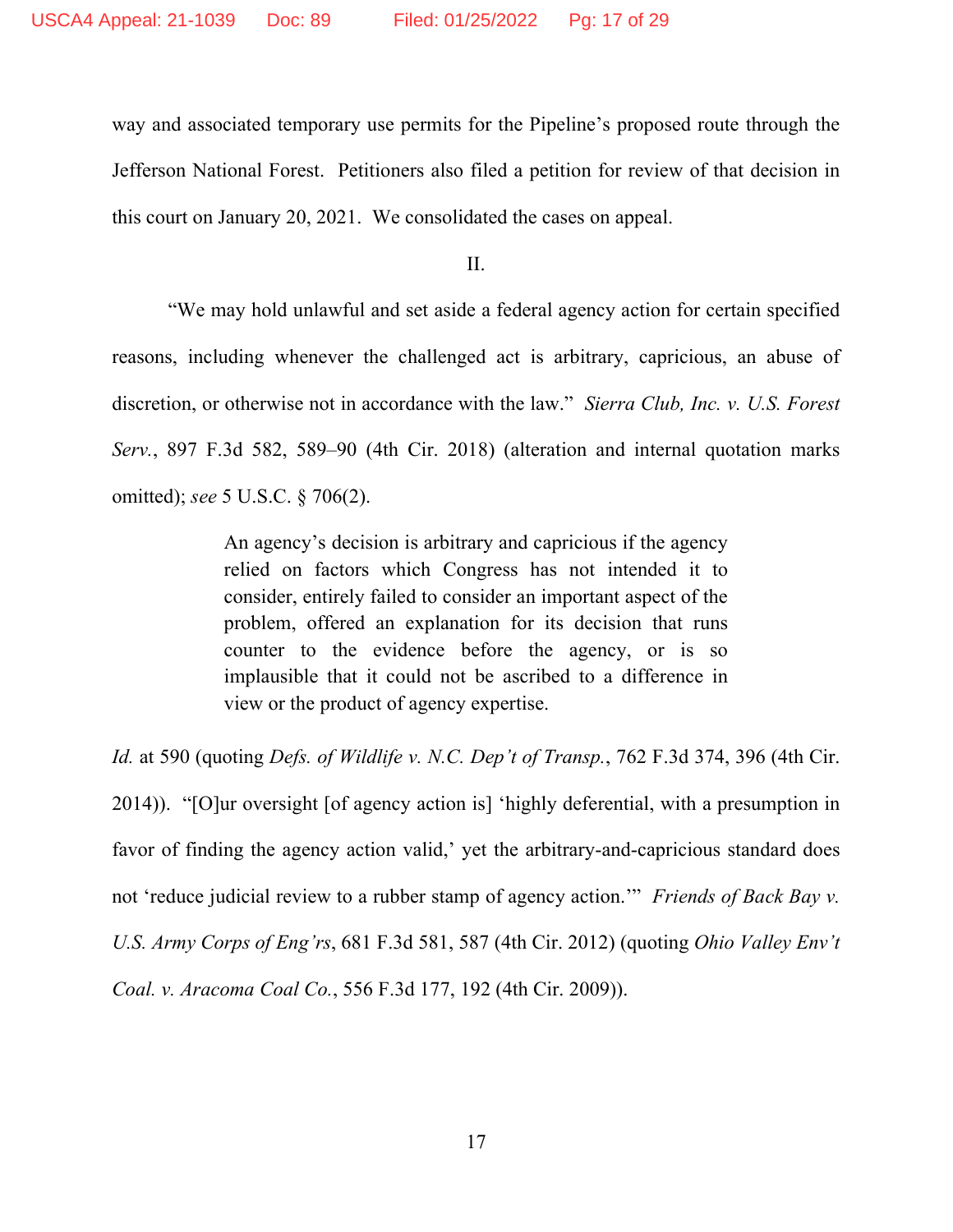way and associated temporary use permits for the Pipeline's proposed route through the Jefferson National Forest. Petitioners also filed a petition for review of that decision in this court on January 20, 2021. We consolidated the cases on appeal.

## II.

"We may hold unlawful and set aside a federal agency action for certain specified reasons, including whenever the challenged act is arbitrary, capricious, an abuse of discretion, or otherwise not in accordance with the law." *Sierra Club, Inc. v. U.S. Forest Serv.*, 897 F.3d 582, 589–90 (4th Cir. 2018) (alteration and internal quotation marks omitted); *see* 5 U.S.C. § 706(2).

> An agency's decision is arbitrary and capricious if the agency relied on factors which Congress has not intended it to consider, entirely failed to consider an important aspect of the problem, offered an explanation for its decision that runs counter to the evidence before the agency, or is so implausible that it could not be ascribed to a difference in view or the product of agency expertise.

*Id.* at 590 (quoting *Defs. of Wildlife v. N.C. Dep't of Transp.*, 762 F.3d 374, 396 (4th Cir. 2014)). "[O]ur oversight [of agency action is] 'highly deferential, with a presumption in favor of finding the agency action valid,' yet the arbitrary-and-capricious standard does not 'reduce judicial review to a rubber stamp of agency action.'" *Friends of Back Bay v. U.S. Army Corps of Eng'rs*, 681 F.3d 581, 587 (4th Cir. 2012) (quoting *Ohio Valley Env't Coal. v. Aracoma Coal Co.*, 556 F.3d 177, 192 (4th Cir. 2009)).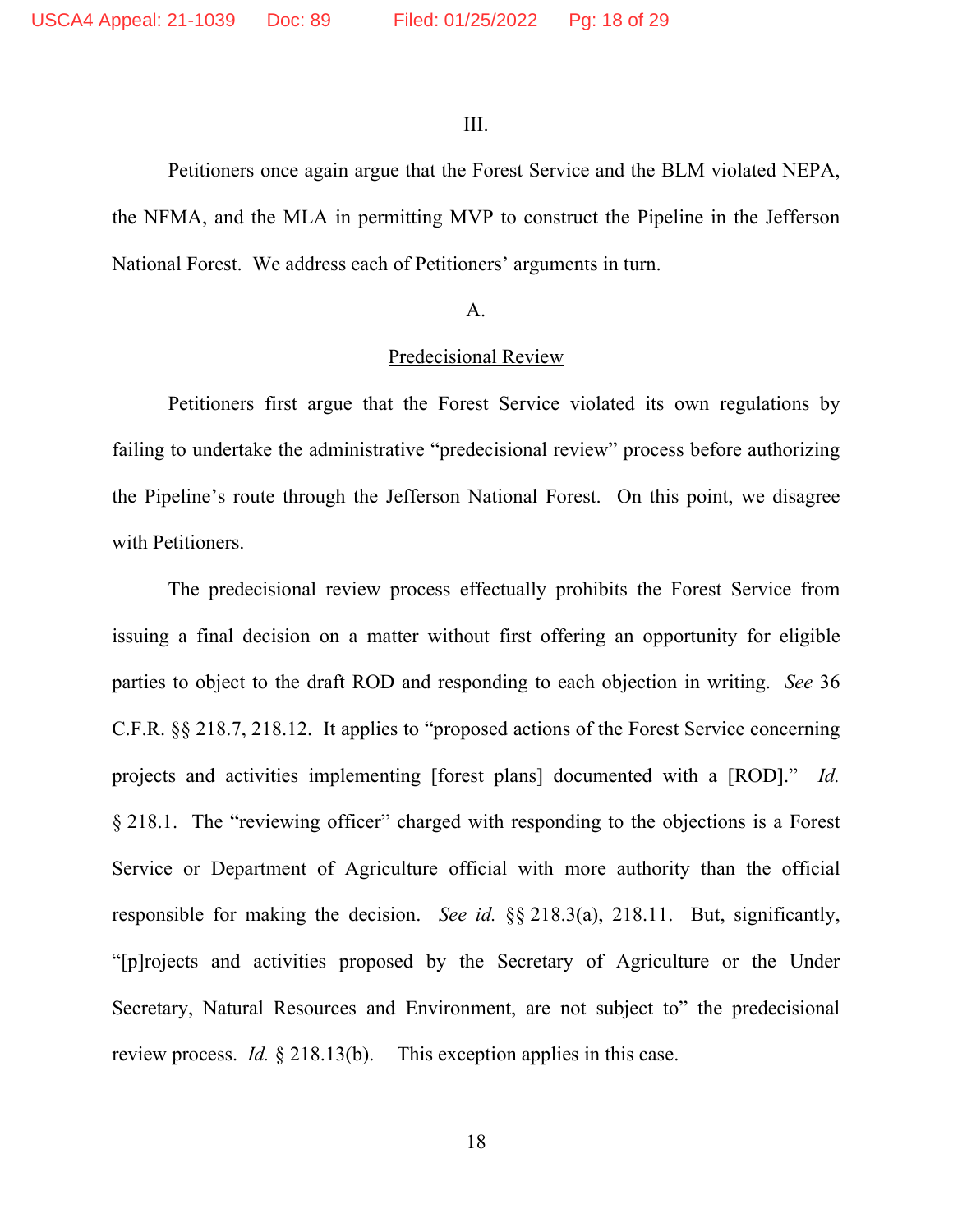III.

Petitioners once again argue that the Forest Service and the BLM violated NEPA, the NFMA, and the MLA in permitting MVP to construct the Pipeline in the Jefferson National Forest. We address each of Petitioners' arguments in turn.

A.

Predecisional Review

Petitioners first argue that the Forest Service violated its own regulations by failing to undertake the administrative "predecisional review" process before authorizing the Pipeline's route through the Jefferson National Forest. On this point, we disagree with Petitioners.

The predecisional review process effectually prohibits the Forest Service from issuing a final decision on a matter without first offering an opportunity for eligible parties to object to the draft ROD and responding to each objection in writing. *See* 36 C.F.R. §§ 218.7, 218.12. It applies to "proposed actions of the Forest Service concerning projects and activities implementing [forest plans] documented with a [ROD]." *Id.* § 218.1. The "reviewing officer" charged with responding to the objections is a Forest Service or Department of Agriculture official with more authority than the official responsible for making the decision. *See id.* §§ 218.3(a), 218.11. But, significantly, "[p]rojects and activities proposed by the Secretary of Agriculture or the Under Secretary, Natural Resources and Environment, are not subject to" the predecisional review process. *Id.* § 218.13(b). This exception applies in this case.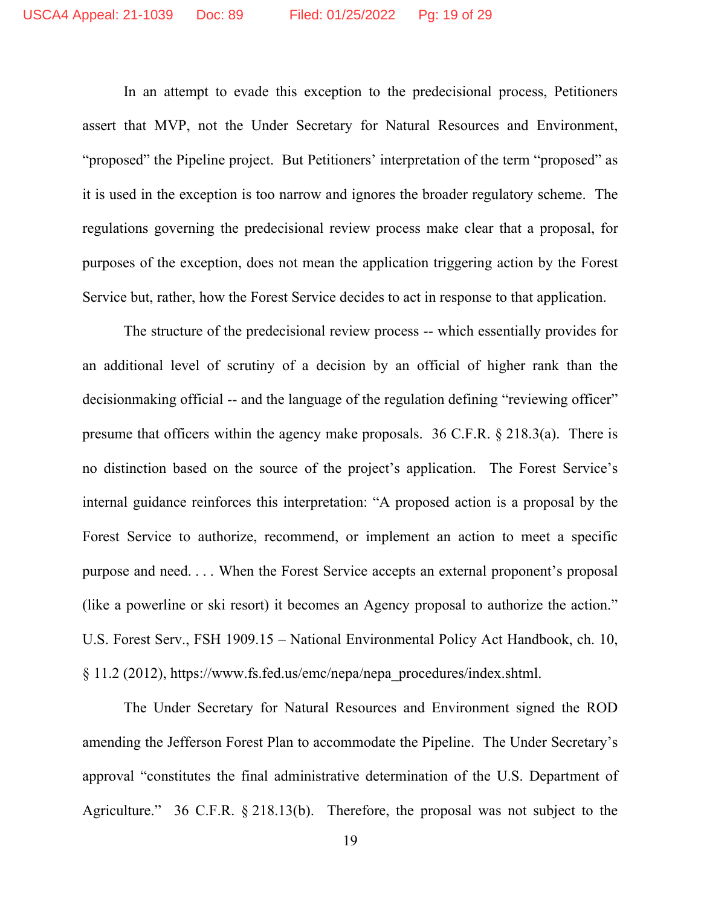In an attempt to evade this exception to the predecisional process, Petitioners assert that MVP, not the Under Secretary for Natural Resources and Environment, "proposed" the Pipeline project. But Petitioners' interpretation of the term "proposed" as it is used in the exception is too narrow and ignores the broader regulatory scheme. The regulations governing the predecisional review process make clear that a proposal, for purposes of the exception, does not mean the application triggering action by the Forest Service but, rather, how the Forest Service decides to act in response to that application.

The structure of the predecisional review process -- which essentially provides for an additional level of scrutiny of a decision by an official of higher rank than the decisionmaking official -- and the language of the regulation defining "reviewing officer" presume that officers within the agency make proposals. 36 C.F.R. § 218.3(a). There is no distinction based on the source of the project's application. The Forest Service's internal guidance reinforces this interpretation: "A proposed action is a proposal by the Forest Service to authorize, recommend, or implement an action to meet a specific purpose and need. . . . When the Forest Service accepts an external proponent's proposal (like a powerline or ski resort) it becomes an Agency proposal to authorize the action." U.S. Forest Serv., FSH 1909.15 – National Environmental Policy Act Handbook, ch. 10, § 11.2 (2012), https://www.fs.fed.us/emc/nepa/nepa_procedures/index.shtml.

The Under Secretary for Natural Resources and Environment signed the ROD amending the Jefferson Forest Plan to accommodate the Pipeline. The Under Secretary's approval "constitutes the final administrative determination of the U.S. Department of Agriculture." 36 C.F.R. § 218.13(b). Therefore, the proposal was not subject to the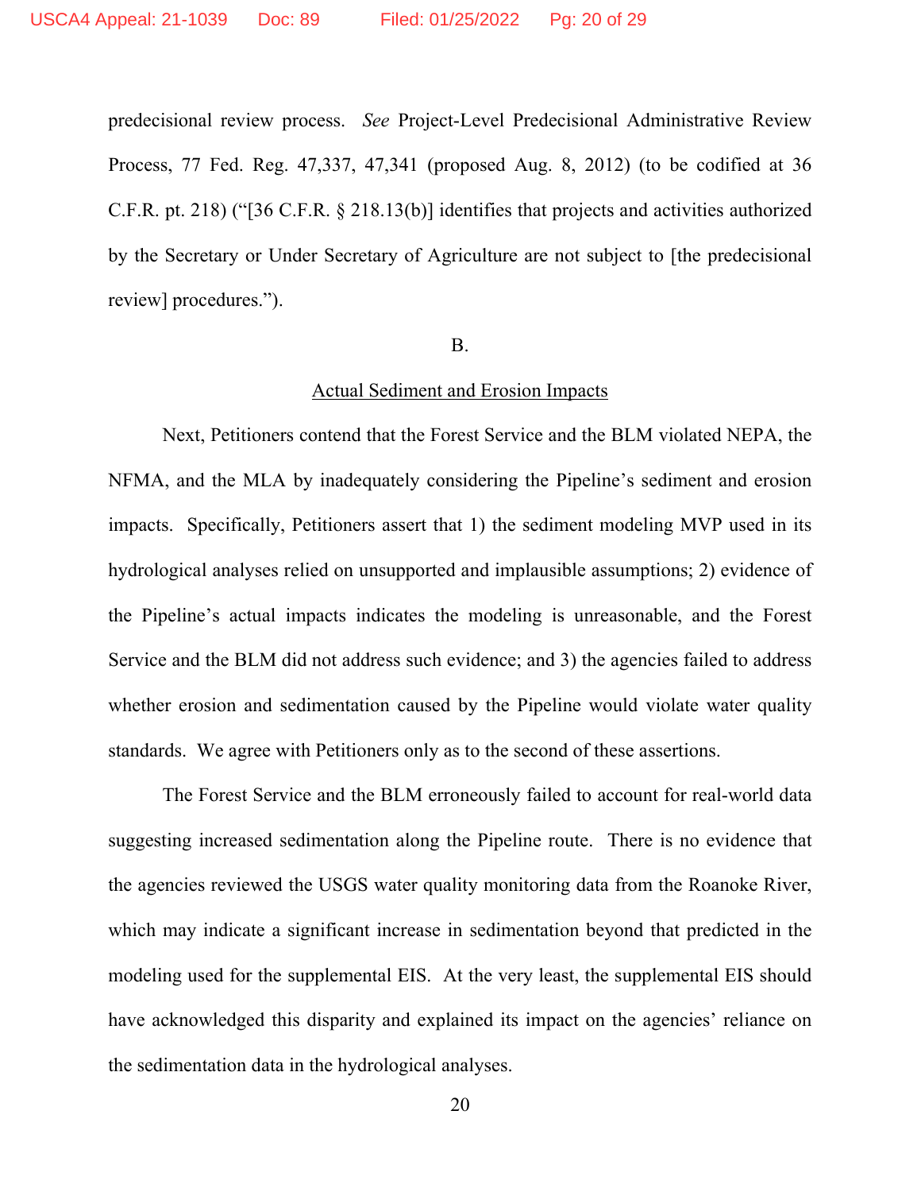predecisional review process. *See* Project-Level Predecisional Administrative Review Process, 77 Fed. Reg. 47,337, 47,341 (proposed Aug. 8, 2012) (to be codified at 36 C.F.R. pt. 218) ("[36 C.F.R. § 218.13(b)] identifies that projects and activities authorized by the Secretary or Under Secretary of Agriculture are not subject to [the predecisional review] procedures.").

B.

Actual Sediment and Erosion Impacts

Next, Petitioners contend that the Forest Service and the BLM violated NEPA, the NFMA, and the MLA by inadequately considering the Pipeline's sediment and erosion impacts. Specifically, Petitioners assert that 1) the sediment modeling MVP used in its hydrological analyses relied on unsupported and implausible assumptions; 2) evidence of the Pipeline's actual impacts indicates the modeling is unreasonable, and the Forest Service and the BLM did not address such evidence; and 3) the agencies failed to address whether erosion and sedimentation caused by the Pipeline would violate water quality standards. We agree with Petitioners only as to the second of these assertions.

The Forest Service and the BLM erroneously failed to account for real-world data suggesting increased sedimentation along the Pipeline route. There is no evidence that the agencies reviewed the USGS water quality monitoring data from the Roanoke River, which may indicate a significant increase in sedimentation beyond that predicted in the modeling used for the supplemental EIS. At the very least, the supplemental EIS should have acknowledged this disparity and explained its impact on the agencies' reliance on the sedimentation data in the hydrological analyses.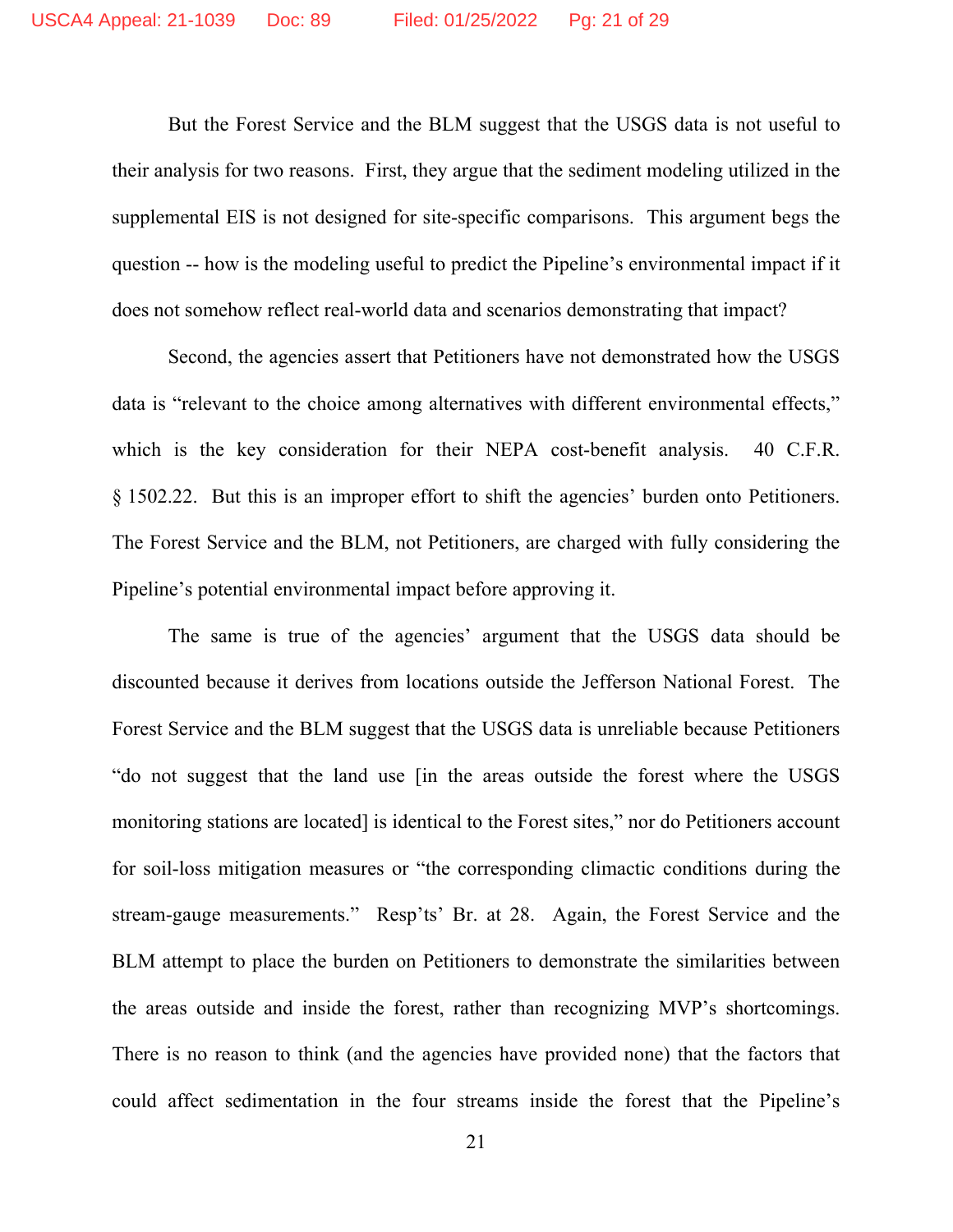But the Forest Service and the BLM suggest that the USGS data is not useful to their analysis for two reasons. First, they argue that the sediment modeling utilized in the supplemental EIS is not designed for site-specific comparisons. This argument begs the question -- how is the modeling useful to predict the Pipeline's environmental impact if it does not somehow reflect real-world data and scenarios demonstrating that impact?

Second, the agencies assert that Petitioners have not demonstrated how the USGS data is "relevant to the choice among alternatives with different environmental effects," which is the key consideration for their NEPA cost-benefit analysis. 40 C.F.R. § 1502.22. But this is an improper effort to shift the agencies' burden onto Petitioners. The Forest Service and the BLM, not Petitioners, are charged with fully considering the Pipeline's potential environmental impact before approving it.

The same is true of the agencies' argument that the USGS data should be discounted because it derives from locations outside the Jefferson National Forest. The Forest Service and the BLM suggest that the USGS data is unreliable because Petitioners "do not suggest that the land use [in the areas outside the forest where the USGS monitoring stations are located] is identical to the Forest sites," nor do Petitioners account for soil-loss mitigation measures or "the corresponding climactic conditions during the stream-gauge measurements." Resp'ts' Br. at 28. Again, the Forest Service and the BLM attempt to place the burden on Petitioners to demonstrate the similarities between the areas outside and inside the forest, rather than recognizing MVP's shortcomings. There is no reason to think (and the agencies have provided none) that the factors that could affect sedimentation in the four streams inside the forest that the Pipeline's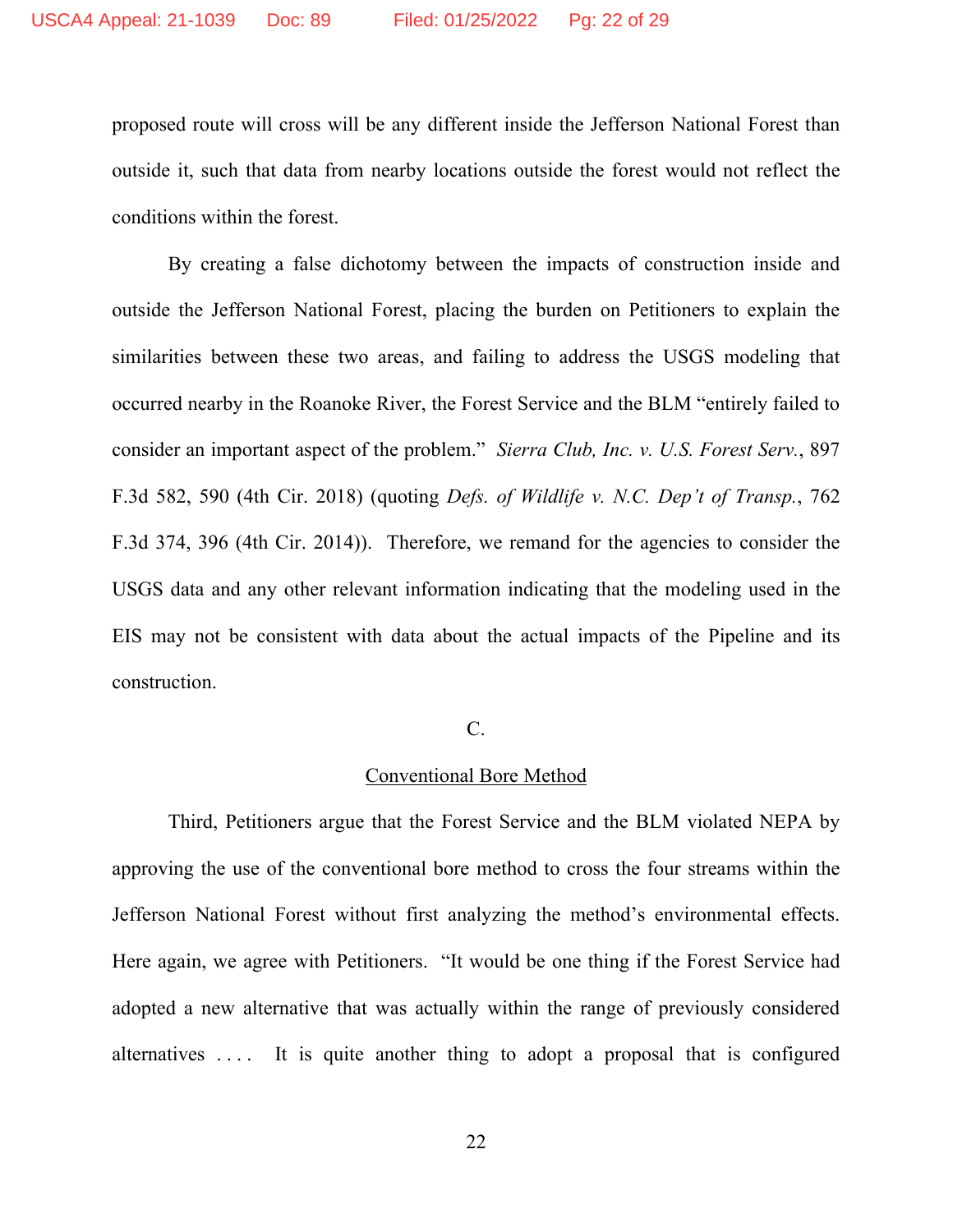proposed route will cross will be any different inside the Jefferson National Forest than outside it, such that data from nearby locations outside the forest would not reflect the conditions within the forest.

By creating a false dichotomy between the impacts of construction inside and outside the Jefferson National Forest, placing the burden on Petitioners to explain the similarities between these two areas, and failing to address the USGS modeling that occurred nearby in the Roanoke River, the Forest Service and the BLM "entirely failed to consider an important aspect of the problem." *Sierra Club, Inc. v. U.S. Forest Serv.*, 897 F.3d 582, 590 (4th Cir. 2018) (quoting *Defs. of Wildlife v. N.C. Dep't of Transp.*, 762 F.3d 374, 396 (4th Cir. 2014)). Therefore, we remand for the agencies to consider the USGS data and any other relevant information indicating that the modeling used in the EIS may not be consistent with data about the actual impacts of the Pipeline and its construction.

C.

Conventional Bore Method

Third, Petitioners argue that the Forest Service and the BLM violated NEPA by approving the use of the conventional bore method to cross the four streams within the Jefferson National Forest without first analyzing the method's environmental effects. Here again, we agree with Petitioners. "It would be one thing if the Forest Service had adopted a new alternative that was actually within the range of previously considered alternatives . . . . It is quite another thing to adopt a proposal that is configured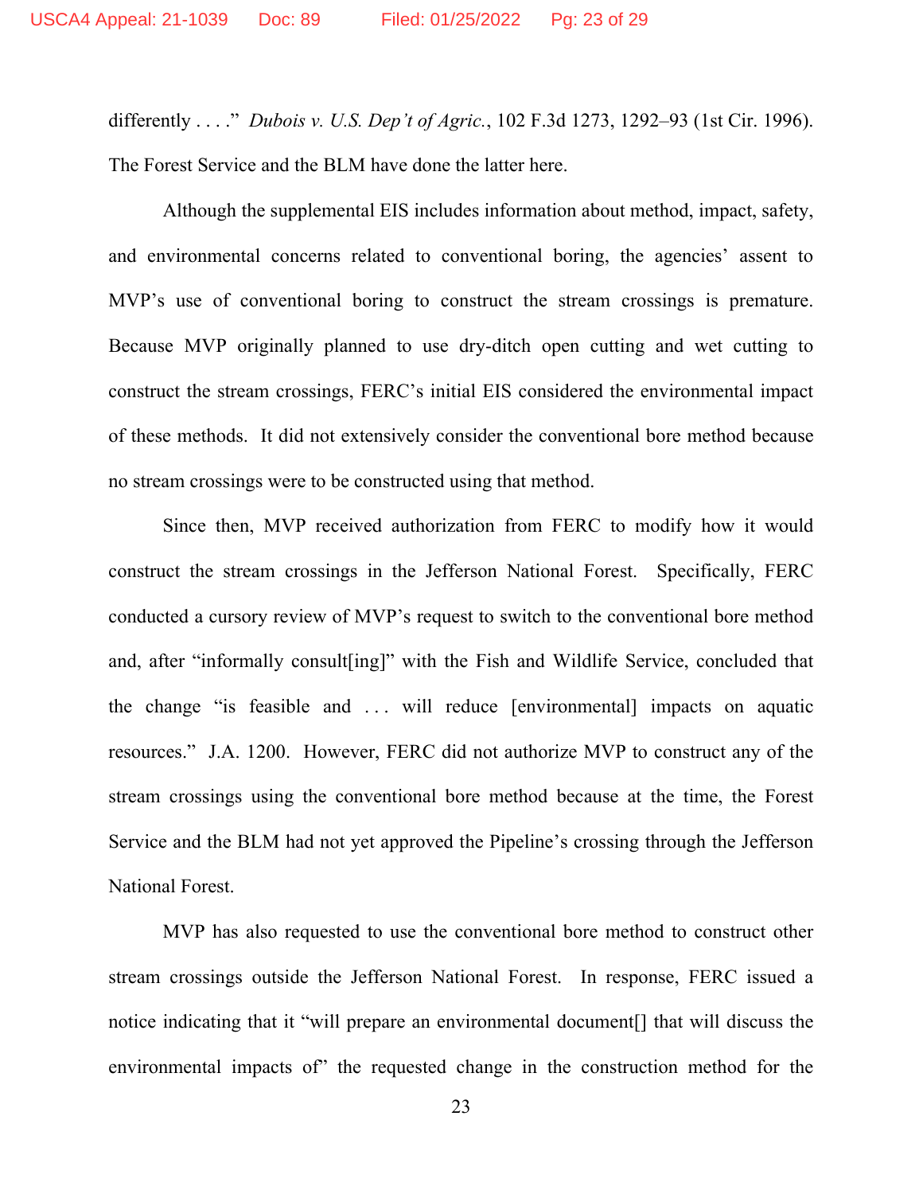differently . . . ." *Dubois v. U.S. Dep't of Agric.*, 102 F.3d 1273, 1292–93 (1st Cir. 1996). The Forest Service and the BLM have done the latter here.

Although the supplemental EIS includes information about method, impact, safety, and environmental concerns related to conventional boring, the agencies' assent to MVP's use of conventional boring to construct the stream crossings is premature. Because MVP originally planned to use dry-ditch open cutting and wet cutting to construct the stream crossings, FERC's initial EIS considered the environmental impact of these methods. It did not extensively consider the conventional bore method because no stream crossings were to be constructed using that method.

Since then, MVP received authorization from FERC to modify how it would construct the stream crossings in the Jefferson National Forest. Specifically, FERC conducted a cursory review of MVP's request to switch to the conventional bore method and, after "informally consult[ing]" with the Fish and Wildlife Service, concluded that the change "is feasible and . . . will reduce [environmental] impacts on aquatic resources." J.A. 1200. However, FERC did not authorize MVP to construct any of the stream crossings using the conventional bore method because at the time, the Forest Service and the BLM had not yet approved the Pipeline's crossing through the Jefferson National Forest.

MVP has also requested to use the conventional bore method to construct other stream crossings outside the Jefferson National Forest. In response, FERC issued a notice indicating that it "will prepare an environmental document[] that will discuss the environmental impacts of" the requested change in the construction method for the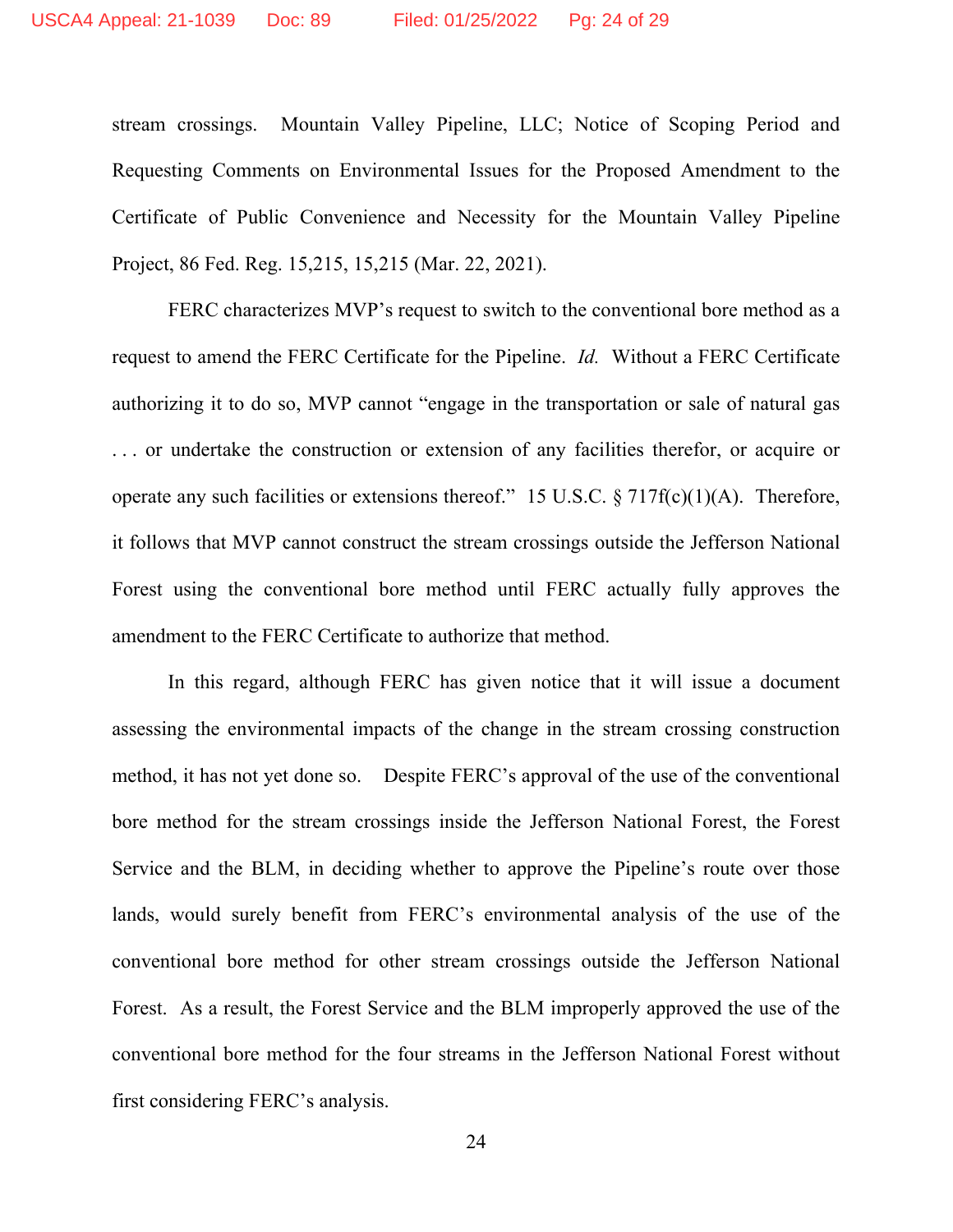stream crossings. Mountain Valley Pipeline, LLC; Notice of Scoping Period and Requesting Comments on Environmental Issues for the Proposed Amendment to the Certificate of Public Convenience and Necessity for the Mountain Valley Pipeline Project, 86 Fed. Reg. 15,215, 15,215 (Mar. 22, 2021).

FERC characterizes MVP's request to switch to the conventional bore method as a request to amend the FERC Certificate for the Pipeline. *Id.* Without a FERC Certificate authorizing it to do so, MVP cannot "engage in the transportation or sale of natural gas . . . or undertake the construction or extension of any facilities therefor, or acquire or operate any such facilities or extensions thereof." 15 U.S.C. § 717f(c)(1)(A). Therefore, it follows that MVP cannot construct the stream crossings outside the Jefferson National Forest using the conventional bore method until FERC actually fully approves the amendment to the FERC Certificate to authorize that method.

In this regard, although FERC has given notice that it will issue a document assessing the environmental impacts of the change in the stream crossing construction method, it has not yet done so. Despite FERC's approval of the use of the conventional bore method for the stream crossings inside the Jefferson National Forest, the Forest Service and the BLM, in deciding whether to approve the Pipeline's route over those lands, would surely benefit from FERC's environmental analysis of the use of the conventional bore method for other stream crossings outside the Jefferson National Forest. As a result, the Forest Service and the BLM improperly approved the use of the conventional bore method for the four streams in the Jefferson National Forest without first considering FERC's analysis.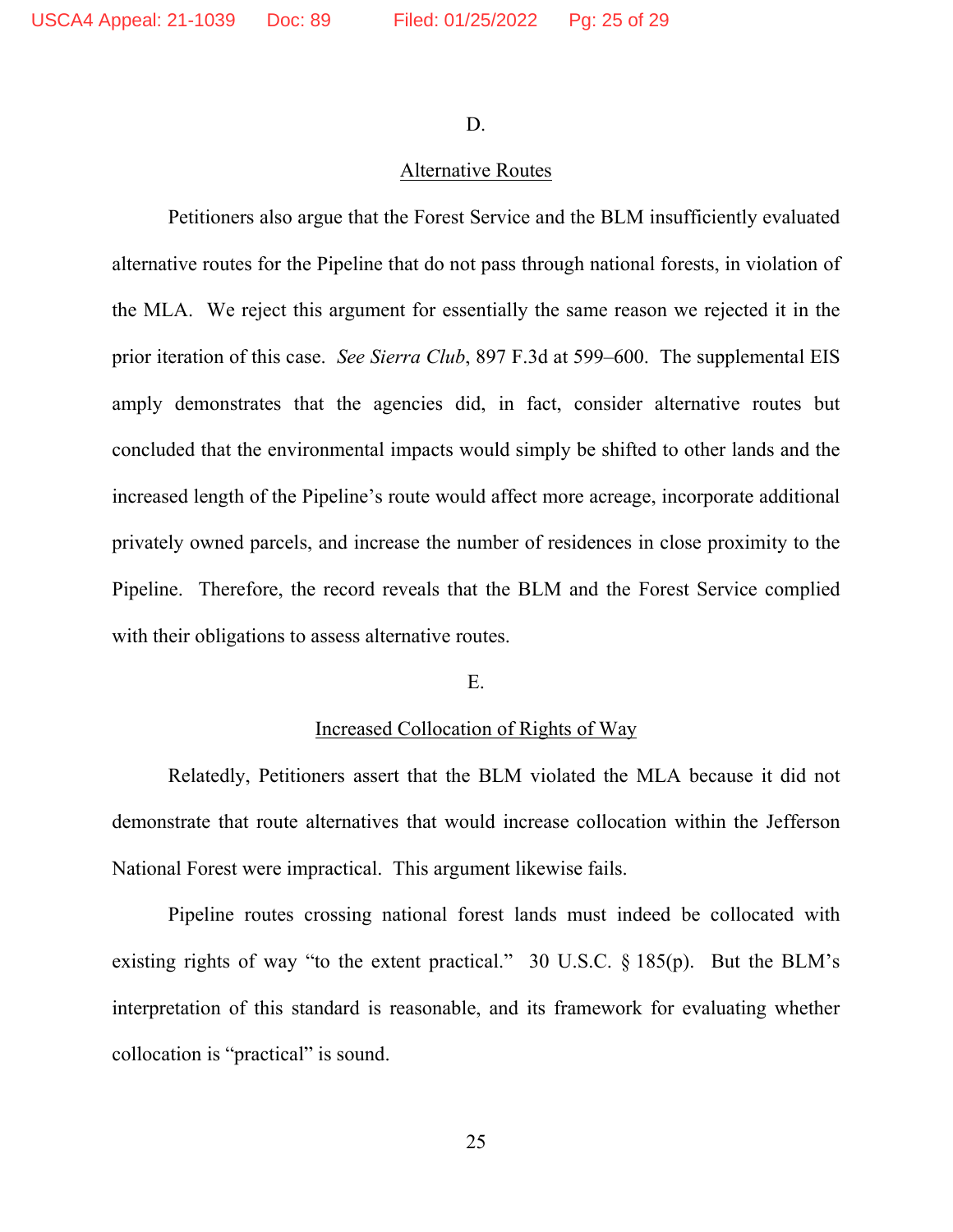D.

Alternative Routes

Petitioners also argue that the Forest Service and the BLM insufficiently evaluated alternative routes for the Pipeline that do not pass through national forests, in violation of the MLA. We reject this argument for essentially the same reason we rejected it in the prior iteration of this case. *See Sierra Club*, 897 F.3d at 599–600. The supplemental EIS amply demonstrates that the agencies did, in fact, consider alternative routes but concluded that the environmental impacts would simply be shifted to other lands and the increased length of the Pipeline's route would affect more acreage, incorporate additional privately owned parcels, and increase the number of residences in close proximity to the Pipeline. Therefore, the record reveals that the BLM and the Forest Service complied with their obligations to assess alternative routes.

E.

Increased Collocation of Rights of Way

Relatedly, Petitioners assert that the BLM violated the MLA because it did not demonstrate that route alternatives that would increase collocation within the Jefferson National Forest were impractical. This argument likewise fails.

Pipeline routes crossing national forest lands must indeed be collocated with existing rights of way "to the extent practical." 30 U.S.C. § 185(p). But the BLM's interpretation of this standard is reasonable, and its framework for evaluating whether collocation is "practical" is sound.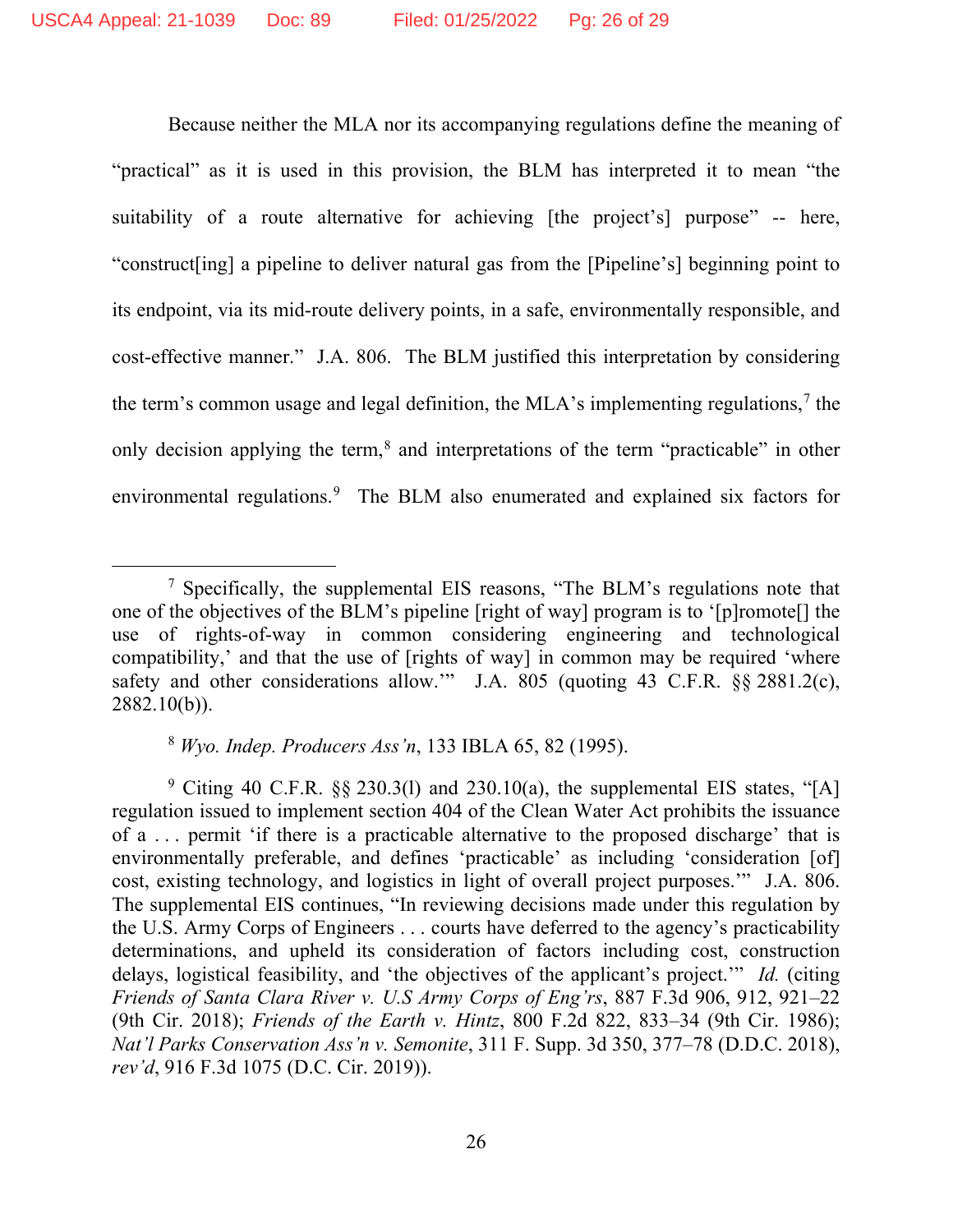Because neither the MLA nor its accompanying regulations define the meaning of "practical" as it is used in this provision, the BLM has interpreted it to mean "the suitability of a route alternative for achieving [the project's] purpose" -- here, "construct[ing] a pipeline to deliver natural gas from the [Pipeline's] beginning point to its endpoint, via its mid-route delivery points, in a safe, environmentally responsible, and cost-effective manner." J.A. 806. The BLM justified this interpretation by considering the term's common usage and legal definition, the MLA's implementing regulations,[7] the only decision applying the term,[8] and interpretations of the term "practicable" in other environmental regulations.[9] The BLM also enumerated and explained six factors for

---

[7] Specifically, the supplemental EIS reasons, "The BLM's regulations note that one of the objectives of the BLM's pipeline [right of way] program is to '[p]romote[] the use of rights-of-way in common considering engineering and technological compatibility,' and that the use of [rights of way] in common may be required 'where safety and other considerations allow.'" J.A. 805 (quoting 43 C.F.R. §§ 2881.2(c), 2882.10(b)).

[8] *Wyo. Indep. Producers Ass'n*, 133 IBLA 65, 82 (1995).

[9] Citing 40 C.F.R. §§ 230.3(l) and 230.10(a), the supplemental EIS states, "[A] regulation issued to implement section 404 of the Clean Water Act prohibits the issuance of a . . . permit 'if there is a practicable alternative to the proposed discharge' that is environmentally preferable, and defines 'practicable' as including 'consideration [of] cost, existing technology, and logistics in light of overall project purposes.'" J.A. 806. The supplemental EIS continues, "In reviewing decisions made under this regulation by the U.S. Army Corps of Engineers . . . courts have deferred to the agency's practicability determinations, and upheld its consideration of factors including cost, construction delays, logistical feasibility, and 'the objectives of the applicant's project.'" *Id.* (citing *Friends of Santa Clara River v. U.S Army Corps of Eng'rs*, 887 F.3d 906, 912, 921–22 (9th Cir. 2018); *Friends of the Earth v. Hintz*, 800 F.2d 822, 833–34 (9th Cir. 1986); *Nat'l Parks Conservation Ass'n v. Semonite*, 311 F. Supp. 3d 350, 377–78 (D.D.C. 2018), *rev'd*, 916 F.3d 1075 (D.C. Cir. 2019)).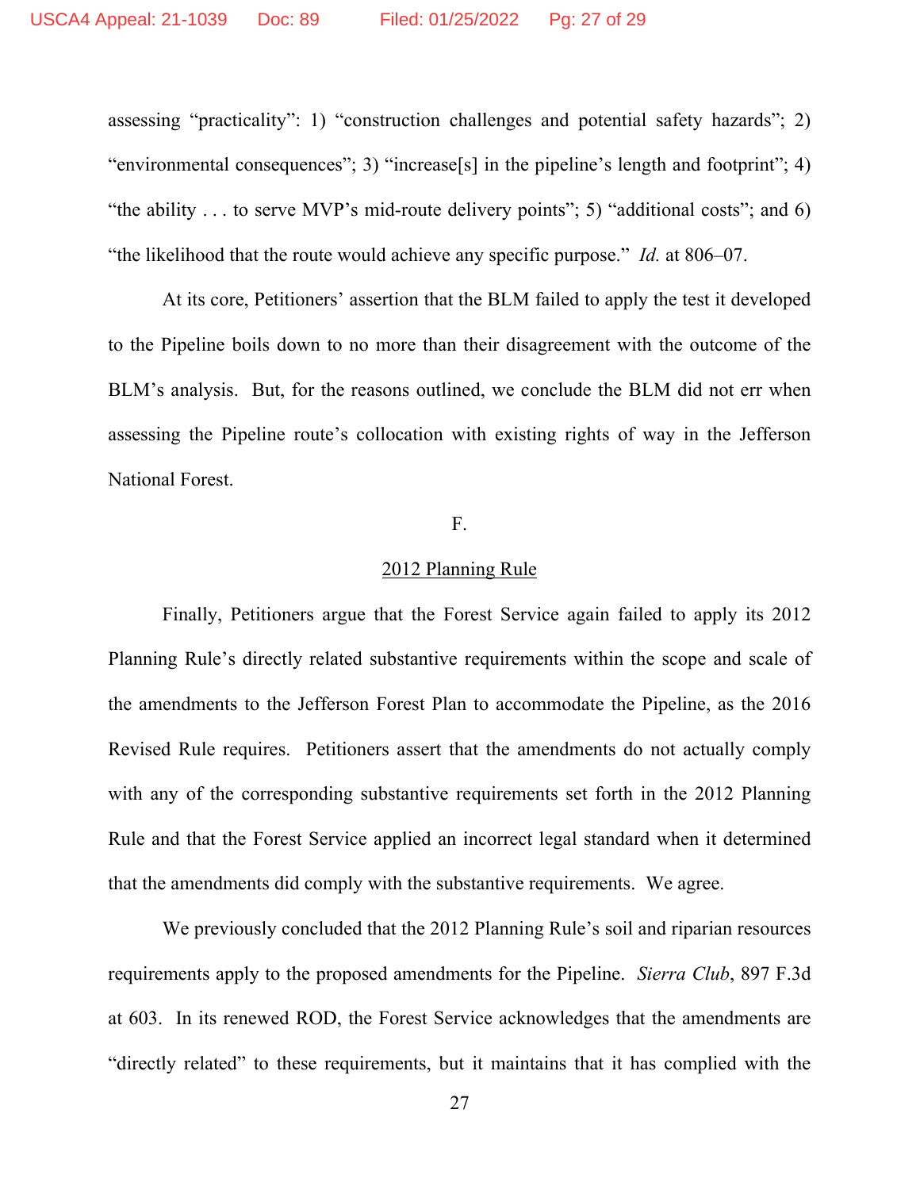assessing "practicality": 1) "construction challenges and potential safety hazards"; 2) "environmental consequences"; 3) "increase[s] in the pipeline's length and footprint"; 4) "the ability . . . to serve MVP's mid-route delivery points"; 5) "additional costs"; and 6) "the likelihood that the route would achieve any specific purpose." *Id.* at 806–07.

At its core, Petitioners' assertion that the BLM failed to apply the test it developed to the Pipeline boils down to no more than their disagreement with the outcome of the BLM's analysis. But, for the reasons outlined, we conclude the BLM did not err when assessing the Pipeline route's collocation with existing rights of way in the Jefferson National Forest.

## F.

### 2012 Planning Rule

Finally, Petitioners argue that the Forest Service again failed to apply its 2012 Planning Rule's directly related substantive requirements within the scope and scale of the amendments to the Jefferson Forest Plan to accommodate the Pipeline, as the 2016 Revised Rule requires. Petitioners assert that the amendments do not actually comply with any of the corresponding substantive requirements set forth in the 2012 Planning Rule and that the Forest Service applied an incorrect legal standard when it determined that the amendments did comply with the substantive requirements. We agree.

We previously concluded that the 2012 Planning Rule's soil and riparian resources requirements apply to the proposed amendments for the Pipeline. *Sierra Club*, 897 F.3d at 603. In its renewed ROD, the Forest Service acknowledges that the amendments are "directly related" to these requirements, but it maintains that it has complied with the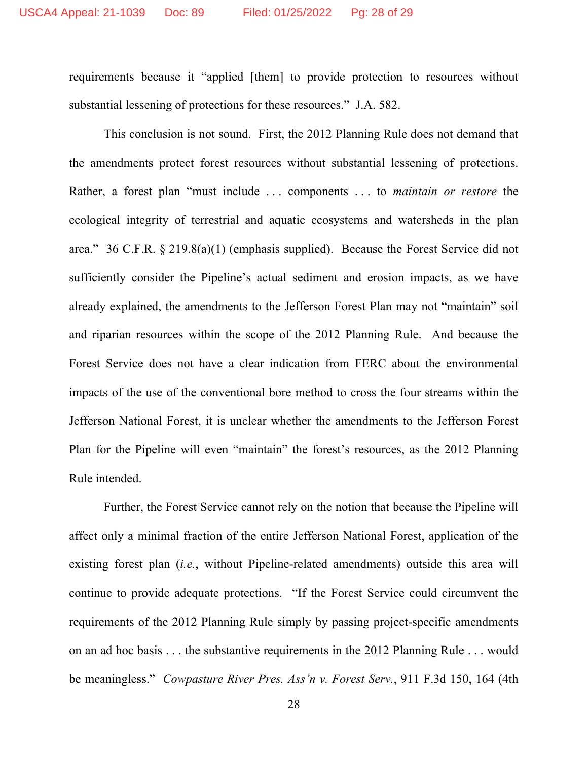requirements because it "applied [them] to provide protection to resources without substantial lessening of protections for these resources." J.A. 582.

This conclusion is not sound. First, the 2012 Planning Rule does not demand that the amendments protect forest resources without substantial lessening of protections. Rather, a forest plan "must include . . . components . . . to *maintain or restore* the ecological integrity of terrestrial and aquatic ecosystems and watersheds in the plan area." 36 C.F.R. § 219.8(a)(1) (emphasis supplied). Because the Forest Service did not sufficiently consider the Pipeline's actual sediment and erosion impacts, as we have already explained, the amendments to the Jefferson Forest Plan may not "maintain" soil and riparian resources within the scope of the 2012 Planning Rule. And because the Forest Service does not have a clear indication from FERC about the environmental impacts of the use of the conventional bore method to cross the four streams within the Jefferson National Forest, it is unclear whether the amendments to the Jefferson Forest Plan for the Pipeline will even "maintain" the forest's resources, as the 2012 Planning Rule intended.

Further, the Forest Service cannot rely on the notion that because the Pipeline will affect only a minimal fraction of the entire Jefferson National Forest, application of the existing forest plan (*i.e.*, without Pipeline-related amendments) outside this area will continue to provide adequate protections. "If the Forest Service could circumvent the requirements of the 2012 Planning Rule simply by passing project-specific amendments on an ad hoc basis . . . the substantive requirements in the 2012 Planning Rule . . . would be meaningless." *Cowpasture River Pres. Ass'n v. Forest Serv.*, 911 F.3d 150, 164 (4th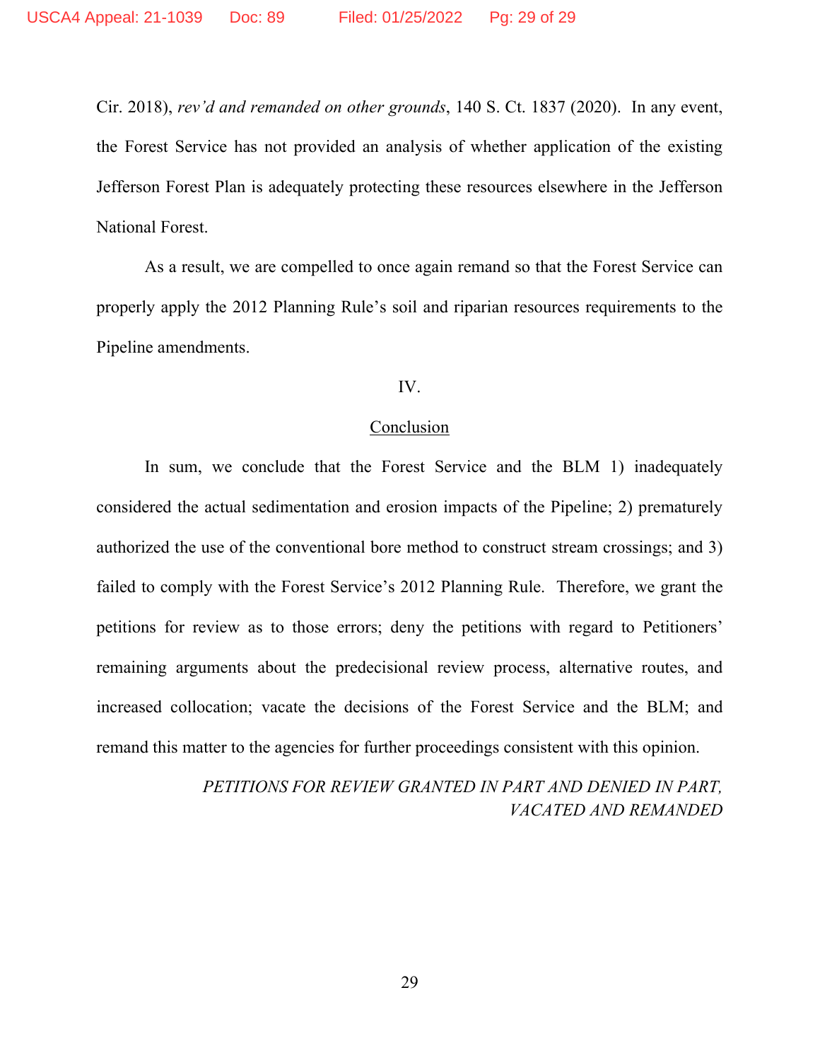Cir. 2018), *rev'd and remanded on other grounds*, 140 S. Ct. 1837 (2020). In any event, the Forest Service has not provided an analysis of whether application of the existing Jefferson Forest Plan is adequately protecting these resources elsewhere in the Jefferson National Forest.

As a result, we are compelled to once again remand so that the Forest Service can properly apply the 2012 Planning Rule's soil and riparian resources requirements to the Pipeline amendments.

## IV.

## Conclusion

In sum, we conclude that the Forest Service and the BLM 1) inadequately considered the actual sedimentation and erosion impacts of the Pipeline; 2) prematurely authorized the use of the conventional bore method to construct stream crossings; and 3) failed to comply with the Forest Service's 2012 Planning Rule. Therefore, we grant the petitions for review as to those errors; deny the petitions with regard to Petitioners' remaining arguments about the predecisional review process, alternative routes, and increased collocation; vacate the decisions of the Forest Service and the BLM; and remand this matter to the agencies for further proceedings consistent with this opinion.

*PETITIONS FOR REVIEW GRANTED IN PART AND DENIED IN PART, VACATED AND REMANDED*